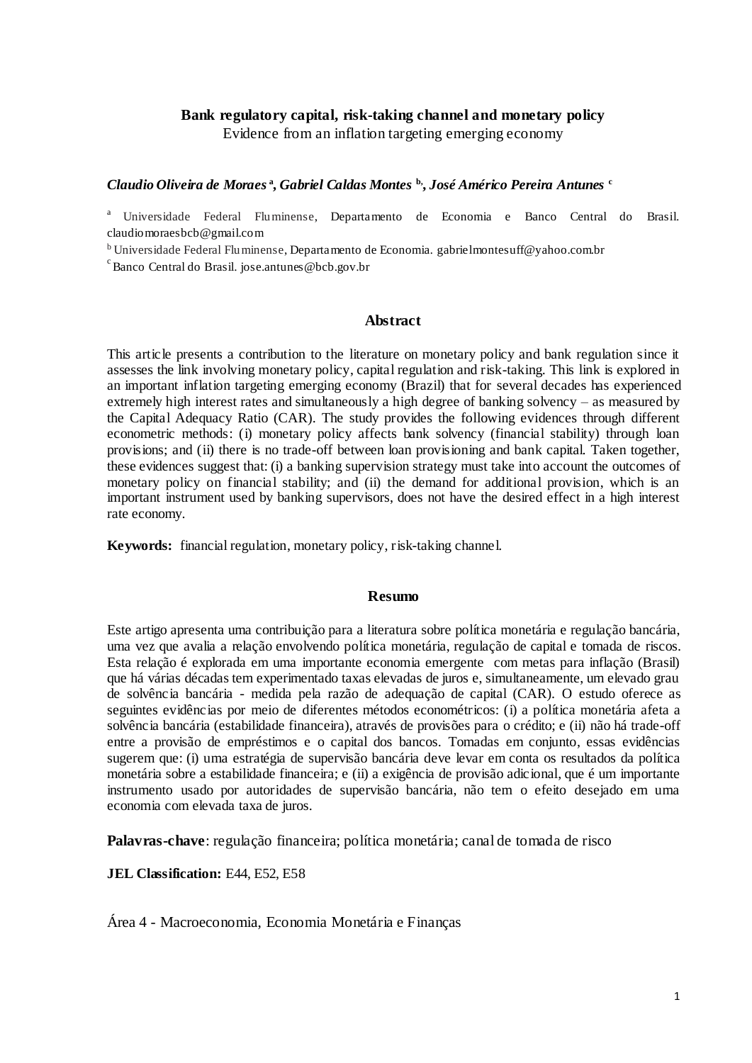**Bank regulatory capital, risk-taking channel and monetary policy**

Evidence from an inflation targeting emerging economy

***Claudio Oliveira de Moraes*** [a]**, *Gabriel Caldas Montes*** [b]**, *José Américo Pereira Antunes*** [c]

[a] Universidade Federal Fluminense, Departamento de Economia e Banco Central do Brasil. claudiomoraesbcb@gmail.com

[b] Universidade Federal Fluminense, Departamento de Economia. gabrielmontesuff@yahoo.com.br

[c] Banco Central do Brasil. jose.antunes@bcb.gov.br

## Abstract

This article presents a contribution to the literature on monetary policy and bank regulation since it assesses the link involving monetary policy, capital regulation and risk-taking. This link is explored in an important inflation targeting emerging economy (Brazil) that for several decades has experienced extremely high interest rates and simultaneously a high degree of banking solvency – as measured by the Capital Adequacy Ratio (CAR). The study provides the following evidences through different econometric methods: (i) monetary policy affects bank solvency (financial stability) through loan provisions; and (ii) there is no trade-off between loan provisioning and bank capital. Taken together, these evidences suggest that: (i) a banking supervision strategy must take into account the outcomes of monetary policy on financial stability; and (ii) the demand for additional provision, which is an important instrument used by banking supervisors, does not have the desired effect in a high interest rate economy.

**Keywords:** financial regulation, monetary policy, risk-taking channel.

## Resumo

Este artigo apresenta uma contribuição para a literatura sobre política monetária e regulação bancária, uma vez que avalia a relação envolvendo política monetária, regulação de capital e tomada de riscos. Esta relação é explorada em uma importante economia emergente com metas para inflação (Brasil) que há várias décadas tem experimentado taxas elevadas de juros e, simultaneamente, um elevado grau de solvência bancária - medida pela razão de adequação de capital (CAR). O estudo oferece as seguintes evidências por meio de diferentes métodos econométricos: (i) a política monetária afeta a solvência bancária (estabilidade financeira), através de provisões para o crédito; e (ii) não há trade-off entre a provisão de empréstimos e o capital dos bancos. Tomadas em conjunto, essas evidências sugerem que: (i) uma estratégia de supervisão bancária deve levar em conta os resultados da política monetária sobre a estabilidade financeira; e (ii) a exigência de provisão adicional, que é um importante instrumento usado por autoridades de supervisão bancária, não tem o efeito desejado em uma economia com elevada taxa de juros.

**Palavras-chave**: regulação financeira; política monetária; canal de tomada de risco

**JEL Classification:** E44, E52, E58

Área 4 - Macroeconomia, Economia Monetária e Finanças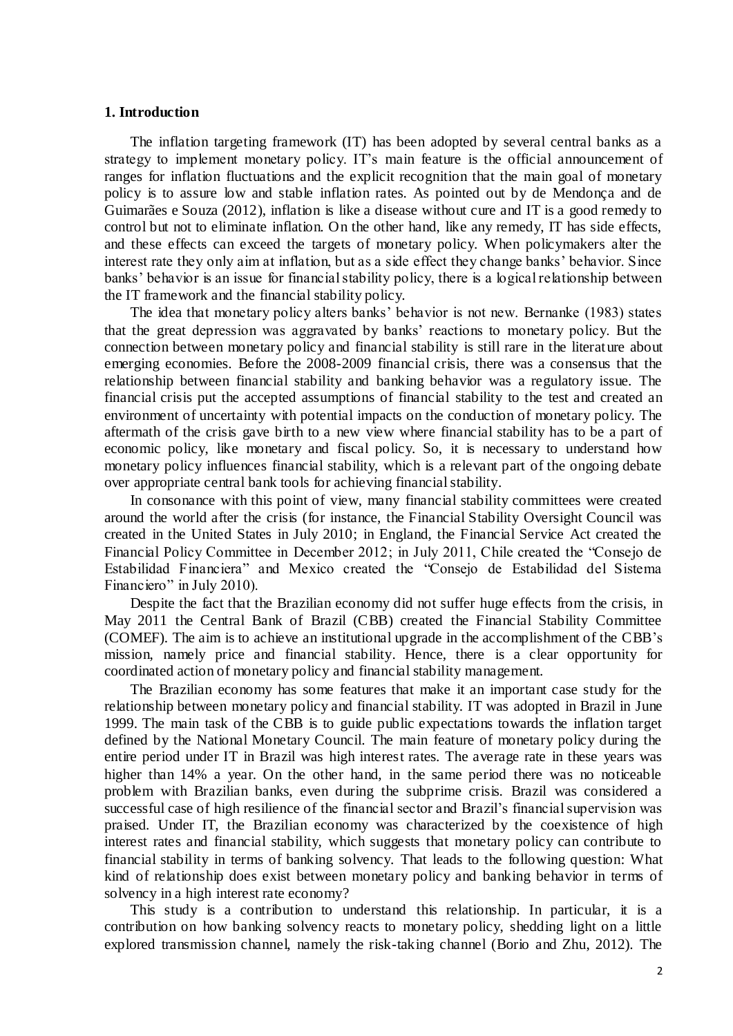## 1. Introduction

The inflation targeting framework (IT) has been adopted by several central banks as a strategy to implement monetary policy. IT's main feature is the official announcement of ranges for inflation fluctuations and the explicit recognition that the main goal of monetary policy is to assure low and stable inflation rates. As pointed out by de Mendonça and de Guimarães e Souza (2012), inflation is like a disease without cure and IT is a good remedy to control but not to eliminate inflation. On the other hand, like any remedy, IT has side effects, and these effects can exceed the targets of monetary policy. When policymakers alter the interest rate they only aim at inflation, but as a side effect they change banks' behavior. Since banks' behavior is an issue for financial stability policy, there is a logical relationship between the IT framework and the financial stability policy.

The idea that monetary policy alters banks' behavior is not new. Bernanke (1983) states that the great depression was aggravated by banks' reactions to monetary policy. But the connection between monetary policy and financial stability is still rare in the literature about emerging economies. Before the 2008-2009 financial crisis, there was a consensus that the relationship between financial stability and banking behavior was a regulatory issue. The financial crisis put the accepted assumptions of financial stability to the test and created an environment of uncertainty with potential impacts on the conduction of monetary policy. The aftermath of the crisis gave birth to a new view where financial stability has to be a part of economic policy, like monetary and fiscal policy. So, it is necessary to understand how monetary policy influences financial stability, which is a relevant part of the ongoing debate over appropriate central bank tools for achieving financial stability.

In consonance with this point of view, many financial stability committees were created around the world after the crisis (for instance, the Financial Stability Oversight Council was created in the United States in July 2010; in England, the Financial Service Act created the Financial Policy Committee in December 2012; in July 2011, Chile created the "Consejo de Estabilidad Financiera" and Mexico created the "Consejo de Estabilidad del Sistema Financiero" in July 2010).

Despite the fact that the Brazilian economy did not suffer huge effects from the crisis, in May 2011 the Central Bank of Brazil (CBB) created the Financial Stability Committee (COMEF). The aim is to achieve an institutional upgrade in the accomplishment of the CBB's mission, namely price and financial stability. Hence, there is a clear opportunity for coordinated action of monetary policy and financial stability management.

The Brazilian economy has some features that make it an important case study for the relationship between monetary policy and financial stability. IT was adopted in Brazil in June 1999. The main task of the CBB is to guide public expectations towards the inflation target defined by the National Monetary Council. The main feature of monetary policy during the entire period under IT in Brazil was high interest rates. The average rate in these years was higher than 14% a year. On the other hand, in the same period there was no noticeable problem with Brazilian banks, even during the subprime crisis. Brazil was considered a successful case of high resilience of the financial sector and Brazil's financial supervision was praised. Under IT, the Brazilian economy was characterized by the coexistence of high interest rates and financial stability, which suggests that monetary policy can contribute to financial stability in terms of banking solvency. That leads to the following question: What kind of relationship does exist between monetary policy and banking behavior in terms of solvency in a high interest rate economy?

This study is a contribution to understand this relationship. In particular, it is a contribution on how banking solvency reacts to monetary policy, shedding light on a little explored transmission channel, namely the risk-taking channel (Borio and Zhu, 2012). The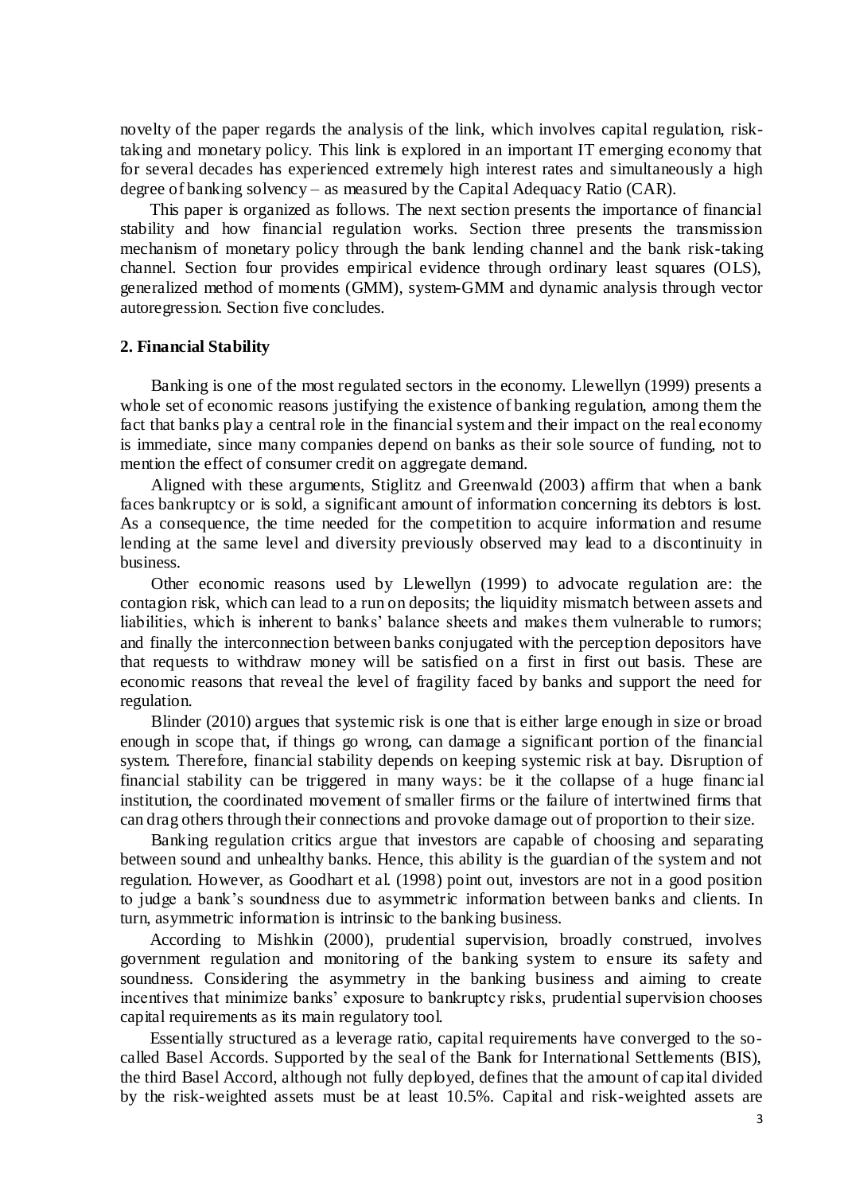novelty of the paper regards the analysis of the link, which involves capital regulation, risk-taking and monetary policy. This link is explored in an important IT emerging economy that for several decades has experienced extremely high interest rates and simultaneously a high degree of banking solvency – as measured by the Capital Adequacy Ratio (CAR).

This paper is organized as follows. The next section presents the importance of financial stability and how financial regulation works. Section three presents the transmission mechanism of monetary policy through the bank lending channel and the bank risk-taking channel. Section four provides empirical evidence through ordinary least squares (OLS), generalized method of moments (GMM), system-GMM and dynamic analysis through vector autoregression. Section five concludes.

## 2. Financial Stability

Banking is one of the most regulated sectors in the economy. Llewellyn (1999) presents a whole set of economic reasons justifying the existence of banking regulation, among them the fact that banks play a central role in the financial system and their impact on the real economy is immediate, since many companies depend on banks as their sole source of funding, not to mention the effect of consumer credit on aggregate demand.

Aligned with these arguments, Stiglitz and Greenwald (2003) affirm that when a bank faces bankruptcy or is sold, a significant amount of information concerning its debtors is lost. As a consequence, the time needed for the competition to acquire information and resume lending at the same level and diversity previously observed may lead to a discontinuity in business.

Other economic reasons used by Llewellyn (1999) to advocate regulation are: the contagion risk, which can lead to a run on deposits; the liquidity mismatch between assets and liabilities, which is inherent to banks' balance sheets and makes them vulnerable to rumors; and finally the interconnection between banks conjugated with the perception depositors have that requests to withdraw money will be satisfied on a first in first out basis. These are economic reasons that reveal the level of fragility faced by banks and support the need for regulation.

Blinder (2010) argues that systemic risk is one that is either large enough in size or broad enough in scope that, if things go wrong, can damage a significant portion of the financial system. Therefore, financial stability depends on keeping systemic risk at bay. Disruption of financial stability can be triggered in many ways: be it the collapse of a huge financial institution, the coordinated movement of smaller firms or the failure of intertwined firms that can drag others through their connections and provoke damage out of proportion to their size.

Banking regulation critics argue that investors are capable of choosing and separating between sound and unhealthy banks. Hence, this ability is the guardian of the system and not regulation. However, as Goodhart et al. (1998) point out, investors are not in a good position to judge a bank's soundness due to asymmetric information between banks and clients. In turn, asymmetric information is intrinsic to the banking business.

According to Mishkin (2000), prudential supervision, broadly construed, involves government regulation and monitoring of the banking system to ensure its safety and soundness. Considering the asymmetry in the banking business and aiming to create incentives that minimize banks' exposure to bankruptcy risks, prudential supervision chooses capital requirements as its main regulatory tool.

Essentially structured as a leverage ratio, capital requirements have converged to the so-called Basel Accords. Supported by the seal of the Bank for International Settlements (BIS), the third Basel Accord, although not fully deployed, defines that the amount of capital divided by the risk-weighted assets must be at least 10.5%. Capital and risk-weighted assets are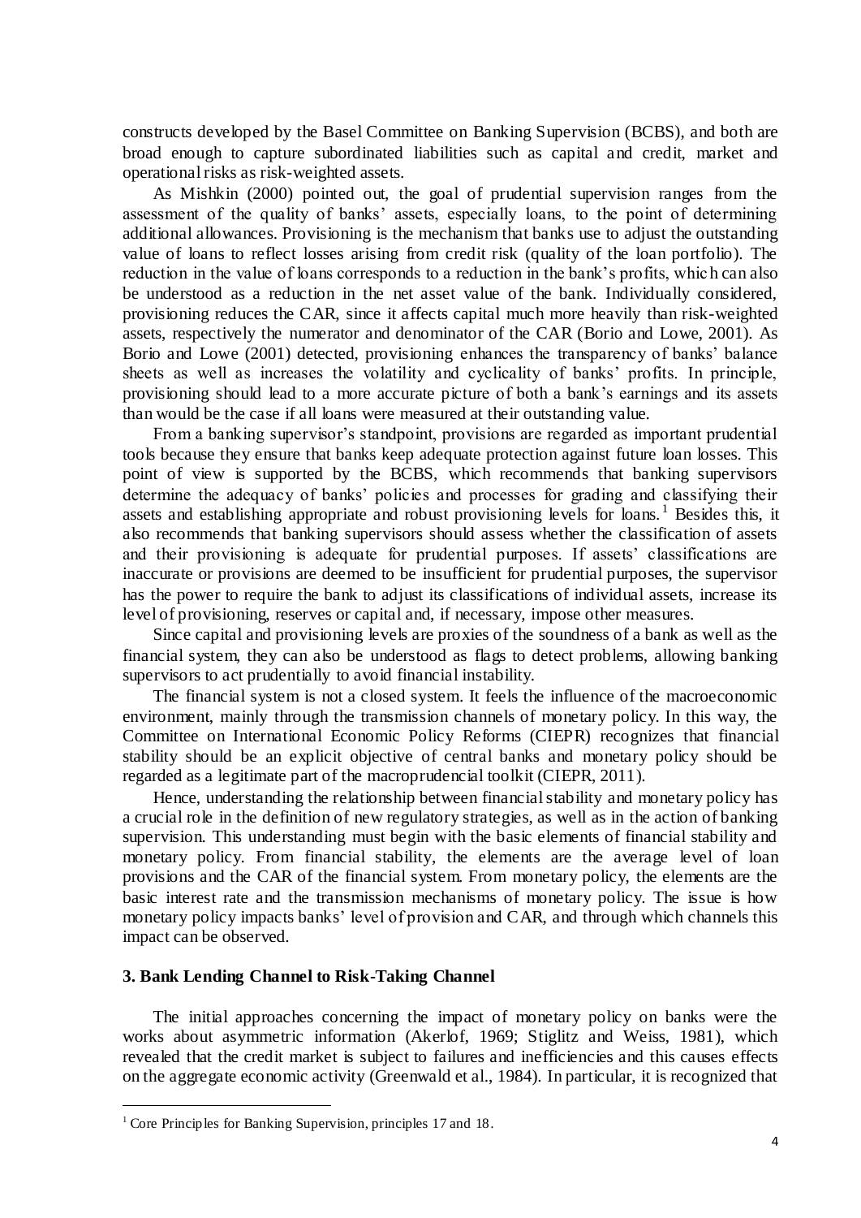constructs developed by the Basel Committee on Banking Supervision (BCBS), and both are broad enough to capture subordinated liabilities such as capital and credit, market and operational risks as risk-weighted assets.

As Mishkin (2000) pointed out, the goal of prudential supervision ranges from the assessment of the quality of banks' assets, especially loans, to the point of determining additional allowances. Provisioning is the mechanism that banks use to adjust the outstanding value of loans to reflect losses arising from credit risk (quality of the loan portfolio). The reduction in the value of loans corresponds to a reduction in the bank's profits, which can also be understood as a reduction in the net asset value of the bank. Individually considered, provisioning reduces the CAR, since it affects capital much more heavily than risk-weighted assets, respectively the numerator and denominator of the CAR (Borio and Lowe, 2001). As Borio and Lowe (2001) detected, provisioning enhances the transparency of banks' balance sheets as well as increases the volatility and cyclicality of banks' profits. In principle, provisioning should lead to a more accurate picture of both a bank's earnings and its assets than would be the case if all loans were measured at their outstanding value.

From a banking supervisor's standpoint, provisions are regarded as important prudential tools because they ensure that banks keep adequate protection against future loan losses. This point of view is supported by the BCBS, which recommends that banking supervisors determine the adequacy of banks' policies and processes for grading and classifying their assets and establishing appropriate and robust provisioning levels for loans.[1] Besides this, it also recommends that banking supervisors should assess whether the classification of assets and their provisioning is adequate for prudential purposes. If assets' classifications are inaccurate or provisions are deemed to be insufficient for prudential purposes, the supervisor has the power to require the bank to adjust its classifications of individual assets, increase its level of provisioning, reserves or capital and, if necessary, impose other measures.

Since capital and provisioning levels are proxies of the soundness of a bank as well as the financial system, they can also be understood as flags to detect problems, allowing banking supervisors to act prudentially to avoid financial instability.

The financial system is not a closed system. It feels the influence of the macroeconomic environment, mainly through the transmission channels of monetary policy. In this way, the Committee on International Economic Policy Reforms (CIEPR) recognizes that financial stability should be an explicit objective of central banks and monetary policy should be regarded as a legitimate part of the macroprudencial toolkit (CIEPR, 2011).

Hence, understanding the relationship between financial stability and monetary policy has a crucial role in the definition of new regulatory strategies, as well as in the action of banking supervision. This understanding must begin with the basic elements of financial stability and monetary policy. From financial stability, the elements are the average level of loan provisions and the CAR of the financial system. From monetary policy, the elements are the basic interest rate and the transmission mechanisms of monetary policy. The issue is how monetary policy impacts banks' level of provision and CAR, and through which channels this impact can be observed.

### 3. Bank Lending Channel to Risk-Taking Channel

The initial approaches concerning the impact of monetary policy on banks were the works about asymmetric information (Akerlof, 1969; Stiglitz and Weiss, 1981), which revealed that the credit market is subject to failures and inefficiencies and this causes effects on the aggregate economic activity (Greenwald et al., 1984). In particular, it is recognized that

---

[1] Core Principles for Banking Supervision, principles 17 and 18.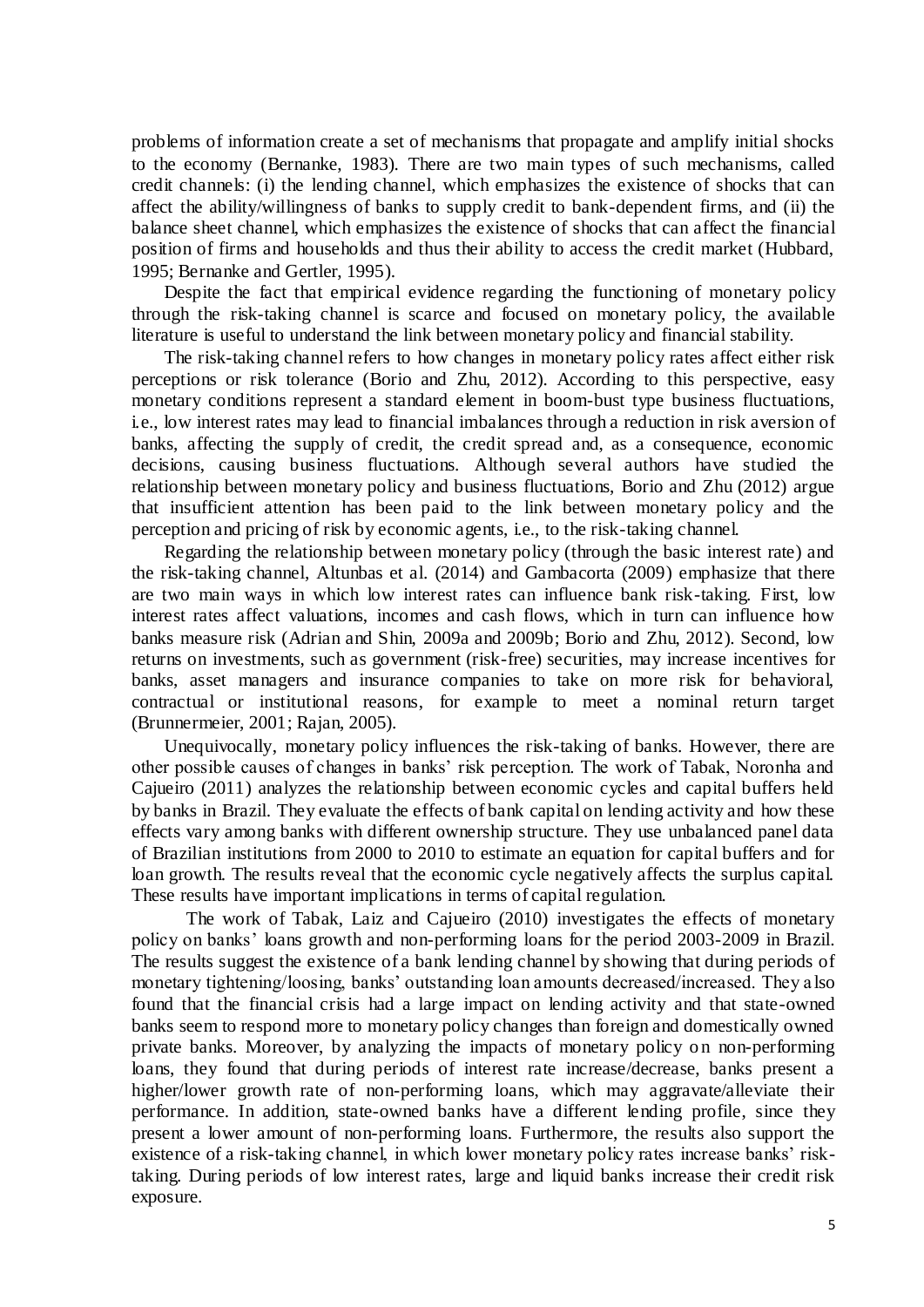problems of information create a set of mechanisms that propagate and amplify initial shocks to the economy (Bernanke, 1983). There are two main types of such mechanisms, called credit channels: (i) the lending channel, which emphasizes the existence of shocks that can affect the ability/willingness of banks to supply credit to bank-dependent firms, and (ii) the balance sheet channel, which emphasizes the existence of shocks that can affect the financial position of firms and households and thus their ability to access the credit market (Hubbard, 1995; Bernanke and Gertler, 1995).

Despite the fact that empirical evidence regarding the functioning of monetary policy through the risk-taking channel is scarce and focused on monetary policy, the available literature is useful to understand the link between monetary policy and financial stability.

The risk-taking channel refers to how changes in monetary policy rates affect either risk perceptions or risk tolerance (Borio and Zhu, 2012). According to this perspective, easy monetary conditions represent a standard element in boom-bust type business fluctuations, i.e., low interest rates may lead to financial imbalances through a reduction in risk aversion of banks, affecting the supply of credit, the credit spread and, as a consequence, economic decisions, causing business fluctuations. Although several authors have studied the relationship between monetary policy and business fluctuations, Borio and Zhu (2012) argue that insufficient attention has been paid to the link between monetary policy and the perception and pricing of risk by economic agents, i.e., to the risk-taking channel.

Regarding the relationship between monetary policy (through the basic interest rate) and the risk-taking channel, Altunbas et al. (2014) and Gambacorta (2009) emphasize that there are two main ways in which low interest rates can influence bank risk-taking. First, low interest rates affect valuations, incomes and cash flows, which in turn can influence how banks measure risk (Adrian and Shin, 2009a and 2009b; Borio and Zhu, 2012). Second, low returns on investments, such as government (risk-free) securities, may increase incentives for banks, asset managers and insurance companies to take on more risk for behavioral, contractual or institutional reasons, for example to meet a nominal return target (Brunnermeier, 2001; Rajan, 2005).

Unequivocally, monetary policy influences the risk-taking of banks. However, there are other possible causes of changes in banks' risk perception. The work of Tabak, Noronha and Cajueiro (2011) analyzes the relationship between economic cycles and capital buffers held by banks in Brazil. They evaluate the effects of bank capital on lending activity and how these effects vary among banks with different ownership structure. They use unbalanced panel data of Brazilian institutions from 2000 to 2010 to estimate an equation for capital buffers and for loan growth. The results reveal that the economic cycle negatively affects the surplus capital. These results have important implications in terms of capital regulation.

The work of Tabak, Laiz and Cajueiro (2010) investigates the effects of monetary policy on banks' loans growth and non-performing loans for the period 2003-2009 in Brazil. The results suggest the existence of a bank lending channel by showing that during periods of monetary tightening/loosing, banks' outstanding loan amounts decreased/increased. They also found that the financial crisis had a large impact on lending activity and that state-owned banks seem to respond more to monetary policy changes than foreign and domestically owned private banks. Moreover, by analyzing the impacts of monetary policy on non-performing loans, they found that during periods of interest rate increase/decrease, banks present a higher/lower growth rate of non-performing loans, which may aggravate/alleviate their performance. In addition, state-owned banks have a different lending profile, since they present a lower amount of non-performing loans. Furthermore, the results also support the existence of a risk-taking channel, in which lower monetary policy rates increase banks' risk-taking. During periods of low interest rates, large and liquid banks increase their credit risk exposure.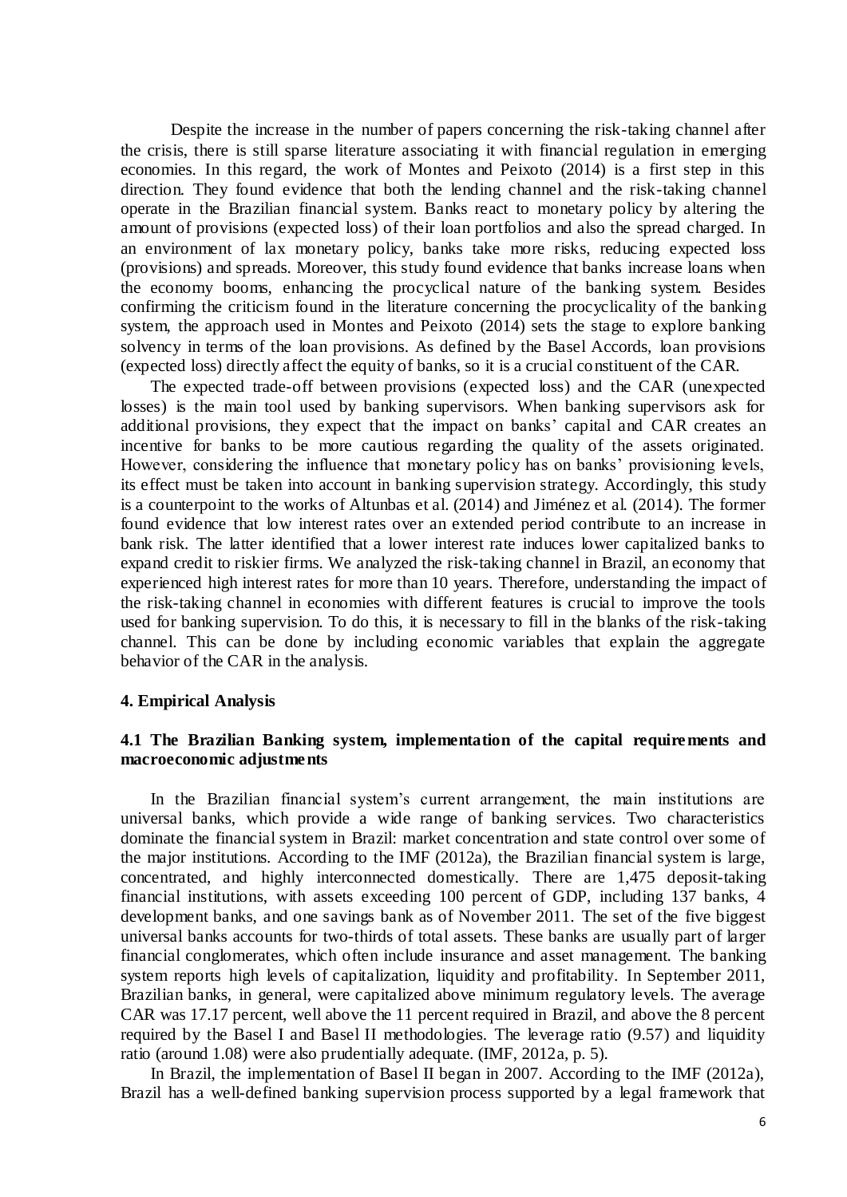Despite the increase in the number of papers concerning the risk-taking channel after the crisis, there is still sparse literature associating it with financial regulation in emerging economies. In this regard, the work of Montes and Peixoto (2014) is a first step in this direction. They found evidence that both the lending channel and the risk-taking channel operate in the Brazilian financial system. Banks react to monetary policy by altering the amount of provisions (expected loss) of their loan portfolios and also the spread charged. In an environment of lax monetary policy, banks take more risks, reducing expected loss (provisions) and spreads. Moreover, this study found evidence that banks increase loans when the economy booms, enhancing the procyclical nature of the banking system. Besides confirming the criticism found in the literature concerning the procyclicality of the banking system, the approach used in Montes and Peixoto (2014) sets the stage to explore banking solvency in terms of the loan provisions. As defined by the Basel Accords, loan provisions (expected loss) directly affect the equity of banks, so it is a crucial constituent of the CAR.

The expected trade-off between provisions (expected loss) and the CAR (unexpected losses) is the main tool used by banking supervisors. When banking supervisors ask for additional provisions, they expect that the impact on banks' capital and CAR creates an incentive for banks to be more cautious regarding the quality of the assets originated. However, considering the influence that monetary policy has on banks' provisioning levels, its effect must be taken into account in banking supervision strategy. Accordingly, this study is a counterpoint to the works of Altunbas et al. (2014) and Jiménez et al. (2014). The former found evidence that low interest rates over an extended period contribute to an increase in bank risk. The latter identified that a lower interest rate induces lower capitalized banks to expand credit to riskier firms. We analyzed the risk-taking channel in Brazil, an economy that experienced high interest rates for more than 10 years. Therefore, understanding the impact of the risk-taking channel in economies with different features is crucial to improve the tools used for banking supervision. To do this, it is necessary to fill in the blanks of the risk-taking channel. This can be done by including economic variables that explain the aggregate behavior of the CAR in the analysis.

## 4. Empirical Analysis

### 4.1 The Brazilian Banking system, implementation of the capital requirements and macroeconomic adjustments

In the Brazilian financial system's current arrangement, the main institutions are universal banks, which provide a wide range of banking services. Two characteristics dominate the financial system in Brazil: market concentration and state control over some of the major institutions. According to the IMF (2012a), the Brazilian financial system is large, concentrated, and highly interconnected domestically. There are 1,475 deposit-taking financial institutions, with assets exceeding 100 percent of GDP, including 137 banks, 4 development banks, and one savings bank as of November 2011. The set of the five biggest universal banks accounts for two-thirds of total assets. These banks are usually part of larger financial conglomerates, which often include insurance and asset management. The banking system reports high levels of capitalization, liquidity and profitability. In September 2011, Brazilian banks, in general, were capitalized above minimum regulatory levels. The average CAR was 17.17 percent, well above the 11 percent required in Brazil, and above the 8 percent required by the Basel I and Basel II methodologies. The leverage ratio (9.57) and liquidity ratio (around 1.08) were also prudentially adequate. (IMF, 2012a, p. 5).

In Brazil, the implementation of Basel II began in 2007. According to the IMF (2012a), Brazil has a well-defined banking supervision process supported by a legal framework that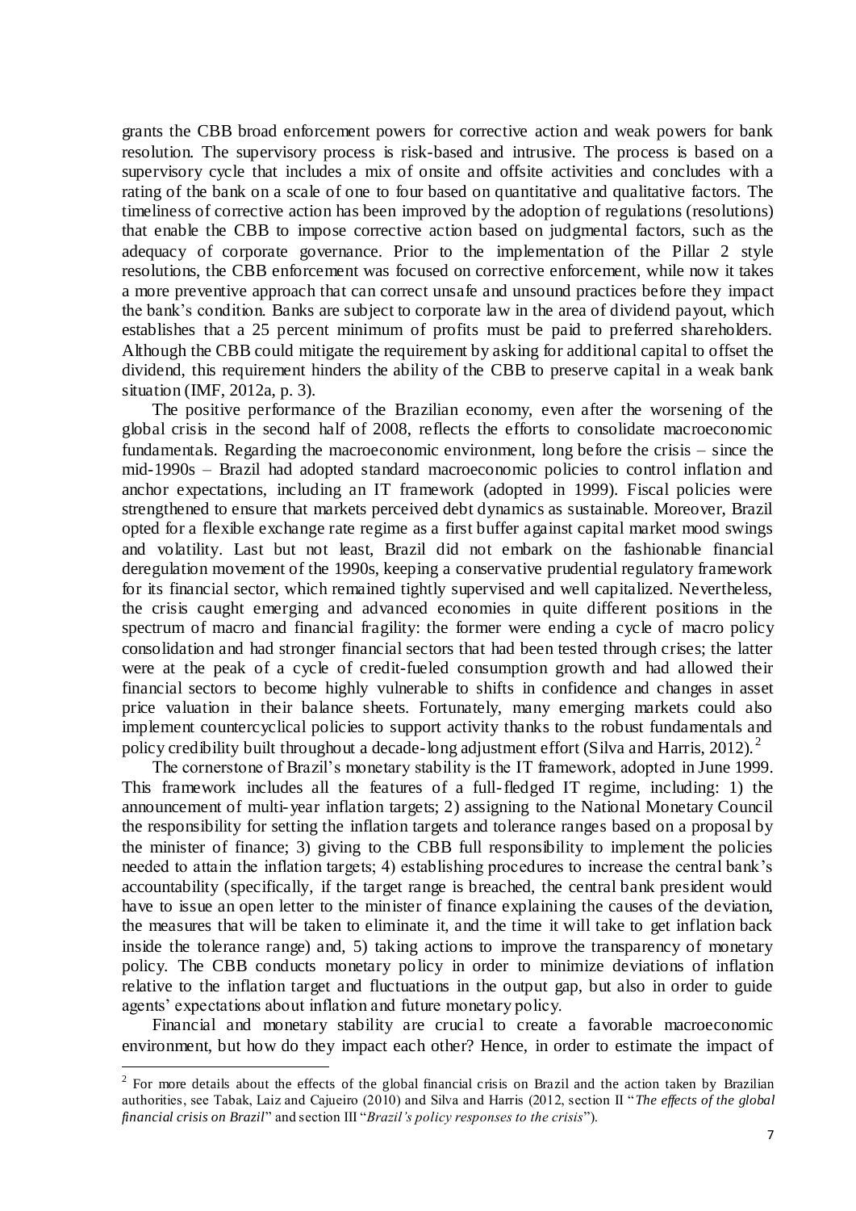grants the CBB broad enforcement powers for corrective action and weak powers for bank resolution. The supervisory process is risk-based and intrusive. The process is based on a supervisory cycle that includes a mix of onsite and offsite activities and concludes with a rating of the bank on a scale of one to four based on quantitative and qualitative factors. The timeliness of corrective action has been improved by the adoption of regulations (resolutions) that enable the CBB to impose corrective action based on judgmental factors, such as the adequacy of corporate governance. Prior to the implementation of the Pillar 2 style resolutions, the CBB enforcement was focused on corrective enforcement, while now it takes a more preventive approach that can correct unsafe and unsound practices before they impact the bank's condition. Banks are subject to corporate law in the area of dividend payout, which establishes that a 25 percent minimum of profits must be paid to preferred shareholders. Although the CBB could mitigate the requirement by asking for additional capital to offset the dividend, this requirement hinders the ability of the CBB to preserve capital in a weak bank situation (IMF, 2012a, p. 3).

The positive performance of the Brazilian economy, even after the worsening of the global crisis in the second half of 2008, reflects the efforts to consolidate macroeconomic fundamentals. Regarding the macroeconomic environment, long before the crisis – since the mid-1990s – Brazil had adopted standard macroeconomic policies to control inflation and anchor expectations, including an IT framework (adopted in 1999). Fiscal policies were strengthened to ensure that markets perceived debt dynamics as sustainable. Moreover, Brazil opted for a flexible exchange rate regime as a first buffer against capital market mood swings and volatility. Last but not least, Brazil did not embark on the fashionable financial deregulation movement of the 1990s, keeping a conservative prudential regulatory framework for its financial sector, which remained tightly supervised and well capitalized. Nevertheless, the crisis caught emerging and advanced economies in quite different positions in the spectrum of macro and financial fragility: the former were ending a cycle of macro policy consolidation and had stronger financial sectors that had been tested through crises; the latter were at the peak of a cycle of credit-fueled consumption growth and had allowed their financial sectors to become highly vulnerable to shifts in confidence and changes in asset price valuation in their balance sheets. Fortunately, many emerging markets could also implement countercyclical policies to support activity thanks to the robust fundamentals and policy credibility built throughout a decade-long adjustment effort (Silva and Harris, 2012).[2]

The cornerstone of Brazil's monetary stability is the IT framework, adopted in June 1999. This framework includes all the features of a full-fledged IT regime, including: 1) the announcement of multi-year inflation targets; 2) assigning to the National Monetary Council the responsibility for setting the inflation targets and tolerance ranges based on a proposal by the minister of finance; 3) giving to the CBB full responsibility to implement the policies needed to attain the inflation targets; 4) establishing procedures to increase the central bank's accountability (specifically, if the target range is breached, the central bank president would have to issue an open letter to the minister of finance explaining the causes of the deviation, the measures that will be taken to eliminate it, and the time it will take to get inflation back inside the tolerance range) and, 5) taking actions to improve the transparency of monetary policy. The CBB conducts monetary policy in order to minimize deviations of inflation relative to the inflation target and fluctuations in the output gap, but also in order to guide agents' expectations about inflation and future monetary policy.

Financial and monetary stability are crucial to create a favorable macroeconomic environment, but how do they impact each other? Hence, in order to estimate the impact of

---

[2] For more details about the effects of the global financial crisis on Brazil and the action taken by Brazilian authorities, see Tabak, Laiz and Cajueiro (2010) and Silva and Harris (2012, section II "*The effects of the global financial crisis on Brazil*" and section III "*Brazil's policy responses to the crisis*").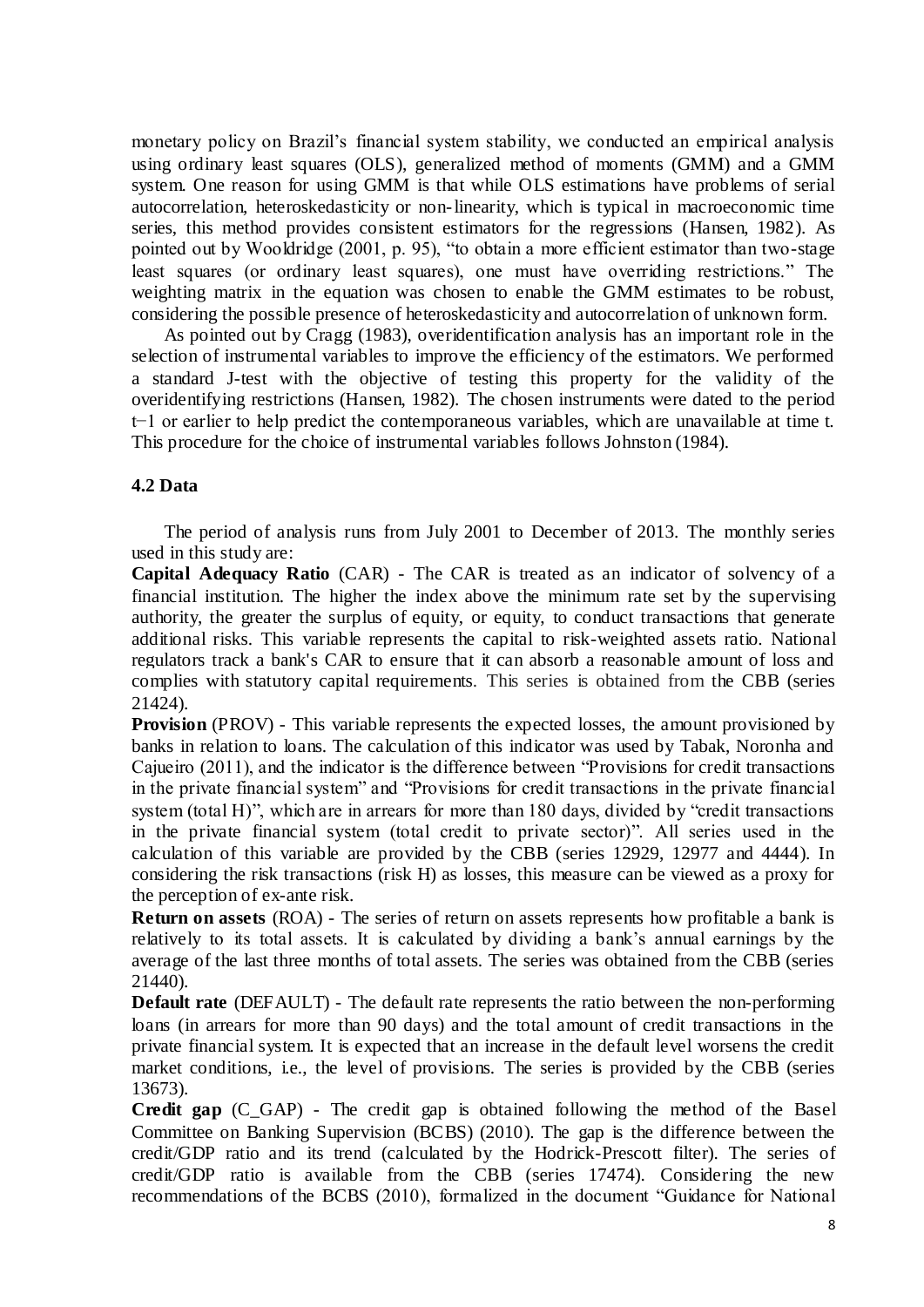monetary policy on Brazil's financial system stability, we conducted an empirical analysis using ordinary least squares (OLS), generalized method of moments (GMM) and a GMM system. One reason for using GMM is that while OLS estimations have problems of serial autocorrelation, heteroskedasticity or non-linearity, which is typical in macroeconomic time series, this method provides consistent estimators for the regressions (Hansen, 1982). As pointed out by Wooldridge (2001, p. 95), "to obtain a more efficient estimator than two-stage least squares (or ordinary least squares), one must have overriding restrictions." The weighting matrix in the equation was chosen to enable the GMM estimates to be robust, considering the possible presence of heteroskedasticity and autocorrelation of unknown form.

As pointed out by Cragg (1983), overidentification analysis has an important role in the selection of instrumental variables to improve the efficiency of the estimators. We performed a standard J-test with the objective of testing this property for the validity of the overidentifying restrictions (Hansen, 1982). The chosen instruments were dated to the period $t-1$ or earlier to help predict the contemporaneous variables, which are unavailable at time t. This procedure for the choice of instrumental variables follows Johnston (1984).

### 4.2 Data

The period of analysis runs from July 2001 to December of 2013. The monthly series used in this study are:

**Capital Adequacy Ratio** (CAR) - The CAR is treated as an indicator of solvency of a financial institution. The higher the index above the minimum rate set by the supervising authority, the greater the surplus of equity, or equity, to conduct transactions that generate additional risks. This variable represents the capital to risk-weighted assets ratio. National regulators track a bank's CAR to ensure that it can absorb a reasonable amount of loss and complies with statutory capital requirements. This series is obtained from the CBB (series 21424).

**Provision** (PROV) - This variable represents the expected losses, the amount provisioned by banks in relation to loans. The calculation of this indicator was used by Tabak, Noronha and Cajueiro (2011), and the indicator is the difference between "Provisions for credit transactions in the private financial system" and "Provisions for credit transactions in the private financial system (total H)", which are in arrears for more than 180 days, divided by "credit transactions in the private financial system (total credit to private sector)". All series used in the calculation of this variable are provided by the CBB (series 12929, 12977 and 4444). In considering the risk transactions (risk H) as losses, this measure can be viewed as a proxy for the perception of ex-ante risk.

**Return on assets** (ROA) - The series of return on assets represents how profitable a bank is relatively to its total assets. It is calculated by dividing a bank's annual earnings by the average of the last three months of total assets. The series was obtained from the CBB (series 21440).

**Default rate** (DEFAULT) - The default rate represents the ratio between the non-performing loans (in arrears for more than 90 days) and the total amount of credit transactions in the private financial system. It is expected that an increase in the default level worsens the credit market conditions, i.e., the level of provisions. The series is provided by the CBB (series 13673).

**Credit gap** (C_GAP) - The credit gap is obtained following the method of the Basel Committee on Banking Supervision (BCBS) (2010). The gap is the difference between the credit/GDP ratio and its trend (calculated by the Hodrick-Prescott filter). The series of credit/GDP ratio is available from the CBB (series 17474). Considering the new recommendations of the BCBS (2010), formalized in the document "Guidance for National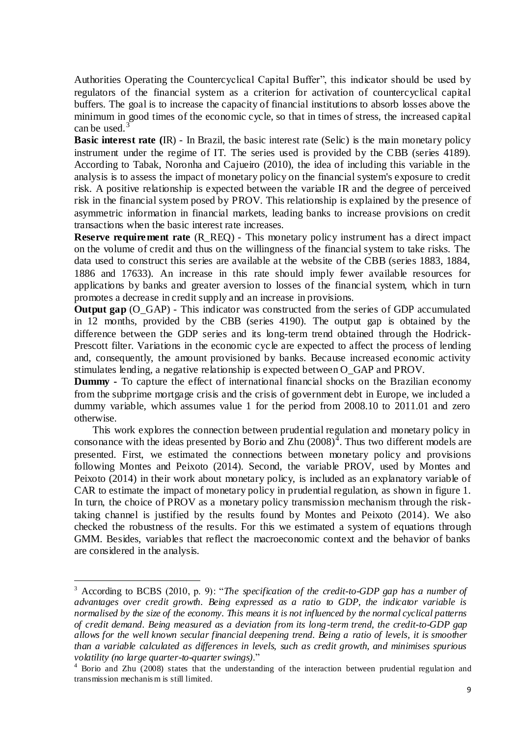Authorities Operating the Countercyclical Capital Buffer", this indicator should be used by regulators of the financial system as a criterion for activation of countercyclical capital buffers. The goal is to increase the capacity of financial institutions to absorb losses above the minimum in good times of the economic cycle, so that in times of stress, the increased capital can be used.[3]

**Basic interest rate (**IR) - In Brazil, the basic interest rate (Selic) is the main monetary policy instrument under the regime of IT. The series used is provided by the CBB (series 4189). According to Tabak, Noronha and Cajueiro (2010), the idea of including this variable in the analysis is to assess the impact of monetary policy on the financial system's exposure to credit risk. A positive relationship is expected between the variable IR and the degree of perceived risk in the financial system posed by PROV. This relationship is explained by the presence of asymmetric information in financial markets, leading banks to increase provisions on credit transactions when the basic interest rate increases.

**Reserve requirement rate** (R_REQ) - This monetary policy instrument has a direct impact on the volume of credit and thus on the willingness of the financial system to take risks. The data used to construct this series are available at the website of the CBB (series 1883, 1884, 1886 and 17633). An increase in this rate should imply fewer available resources for applications by banks and greater aversion to losses of the financial system, which in turn promotes a decrease in credit supply and an increase in provisions.

**Output gap** (O_GAP) - This indicator was constructed from the series of GDP accumulated in 12 months, provided by the CBB (series 4190). The output gap is obtained by the difference between the GDP series and its long-term trend obtained through the Hodrick-Prescott filter. Variations in the economic cycle are expected to affect the process of lending and, consequently, the amount provisioned by banks. Because increased economic activity stimulates lending, a negative relationship is expected between O_GAP and PROV.

**Dummy** - To capture the effect of international financial shocks on the Brazilian economy from the subprime mortgage crisis and the crisis of government debt in Europe, we included a dummy variable, which assumes value 1 for the period from 2008.10 to 2011.01 and zero otherwise.

This work explores the connection between prudential regulation and monetary policy in consonance with the ideas presented by Borio and Zhu (2008)[4]. Thus two different models are presented. First, we estimated the connections between monetary policy and provisions following Montes and Peixoto (2014). Second, the variable PROV, used by Montes and Peixoto (2014) in their work about monetary policy, is included as an explanatory variable of CAR to estimate the impact of monetary policy in prudential regulation, as shown in figure 1. In turn, the choice of PROV as a monetary policy transmission mechanism through the risk-taking channel is justified by the results found by Montes and Peixoto (2014). We also checked the robustness of the results. For this we estimated a system of equations through GMM. Besides, variables that reflect the macroeconomic context and the behavior of banks are considered in the analysis.

---

[3] According to BCBS (2010, p. 9): "*The specification of the credit-to-GDP gap has a number of advantages over credit growth. Being expressed as a ratio to GDP, the indicator variable is normalised by the size of the economy. This means it is not influenced by the normal cyclical patterns of credit demand. Being measured as a deviation from its long-term trend, the credit-to-GDP gap allows for the well known secular financial deepening trend. Being a ratio of levels, it is smoother than a variable calculated as differences in levels, such as credit growth, and minimises spurious volatility (no large quarter-to-quarter swings).*"

[4] Borio and Zhu (2008) states that the understanding of the interaction between prudential regulation and transmission mechanism is still limited.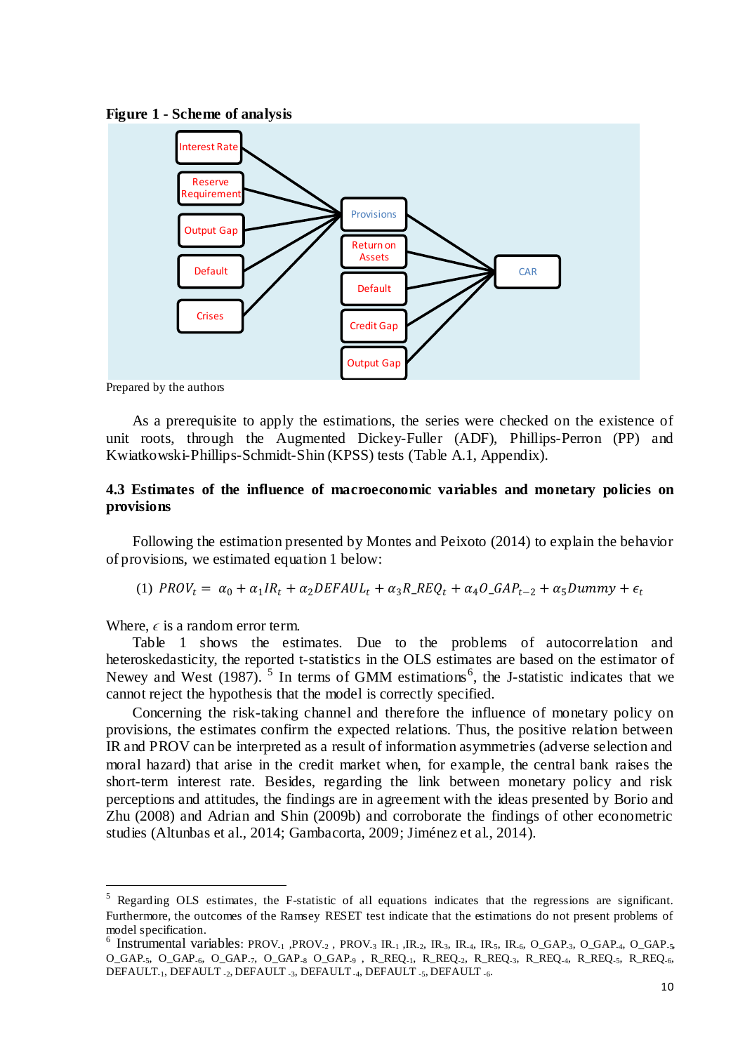**Figure 1 - Scheme of analysis**

Interest Rate, Reserve Requirement, Output Gap, Default, Crises → Provisions

Provisions, Return on Assets, Default, Credit Gap, Output Gap → CAR

Prepared by the authors

As a prerequisite to apply the estimations, the series were checked on the existence of unit roots, through the Augmented Dickey-Fuller (ADF), Phillips-Perron (PP) and Kwiatkowski-Phillips-Schmidt-Shin (KPSS) tests (Table A.1, Appendix).

### 4.3 Estimates of the influence of macroeconomic variables and monetary policies on provisions

Following the estimation presented by Montes and Peixoto (2014) to explain the behavior of provisions, we estimated equation 1 below:

$$(1)\ PROV_t = \alpha_0 + \alpha_1 IR_t + \alpha_2 DEFAUL_t + \alpha_3 R\_REQ_t + \alpha_4 O\_GAP_{t-2} + \alpha_5 Dummy + \epsilon_t$$

Where, $\epsilon$ is a random error term.

Table 1 shows the estimates. Due to the problems of autocorrelation and heteroskedasticity, the reported t-statistics in the OLS estimates are based on the estimator of Newey and West (1987).[5] In terms of GMM estimations[6], the J-statistic indicates that we cannot reject the hypothesis that the model is correctly specified.

Concerning the risk-taking channel and therefore the influence of monetary policy on provisions, the estimates confirm the expected relations. Thus, the positive relation between IR and PROV can be interpreted as a result of information asymmetries (adverse selection and moral hazard) that arise in the credit market when, for example, the central bank raises the short-term interest rate. Besides, regarding the link between monetary policy and risk perceptions and attitudes, the findings are in agreement with the ideas presented by Borio and Zhu (2008) and Adrian and Shin (2009b) and corroborate the findings of other econometric studies (Altunbas et al., 2014; Gambacorta, 2009; Jiménez et al., 2014).

---

[5] Regarding OLS estimates, the F-statistic of all equations indicates that the regressions are significant. Furthermore, the outcomes of the Ramsey RESET test indicate that the estimations do not present problems of model specification.

[6] Instrumental variables: $PROV_{-1}$ ,$PROV_{-2}$ , $PROV_{-3}$ $IR_{-1}$ ,$IR_{-2}$, $IR_{-3}$, $IR_{-4}$, $IR_{-5}$, $IR_{-6}$, $O\_GAP_{-3}$, $O\_GAP_{-4}$, $O\_GAP_{-5}$, $O\_GAP_{-5}$, $O\_GAP_{-6}$, $O\_GAP_{-7}$, $O\_GAP_{-8}$ $O\_GAP_{-9}$ , $R\_REQ_{-1}$, $R\_REQ_{-2}$, $R\_REQ_{-3}$, $R\_REQ_{-4}$, $R\_REQ_{-5}$, $R\_REQ_{-6}$, $DEFAULT_{-1}$, $DEFAULT_{-2}$, $DEFAULT_{-3}$, $DEFAULT_{-4}$, $DEFAULT_{-5}$, $DEFAULT_{-6}$.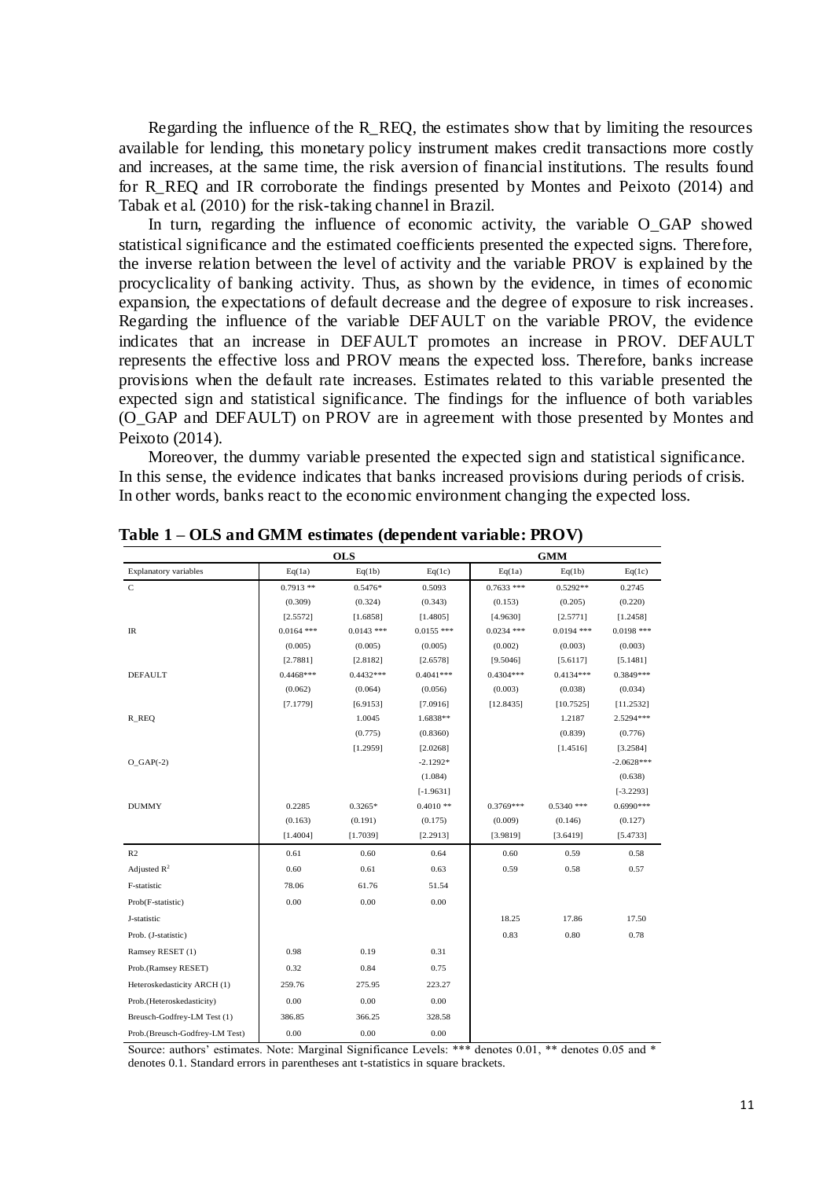Regarding the influence of the R_REQ, the estimates show that by limiting the resources available for lending, this monetary policy instrument makes credit transactions more costly and increases, at the same time, the risk aversion of financial institutions. The results found for R_REQ and IR corroborate the findings presented by Montes and Peixoto (2014) and Tabak et al. (2010) for the risk-taking channel in Brazil.

In turn, regarding the influence of economic activity, the variable O_GAP showed statistical significance and the estimated coefficients presented the expected signs. Therefore, the inverse relation between the level of activity and the variable PROV is explained by the procyclicality of banking activity. Thus, as shown by the evidence, in times of economic expansion, the expectations of default decrease and the degree of exposure to risk increases. Regarding the influence of the variable DEFAULT on the variable PROV, the evidence indicates that an increase in DEFAULT promotes an increase in PROV. DEFAULT represents the effective loss and PROV means the expected loss. Therefore, banks increase provisions when the default rate increases. Estimates related to this variable presented the expected sign and statistical significance. The findings for the influence of both variables (O_GAP and DEFAULT) on PROV are in agreement with those presented by Montes and Peixoto (2014).

Moreover, the dummy variable presented the expected sign and statistical significance. In this sense, the evidence indicates that banks increased provisions during periods of crisis. In other words, banks react to the economic environment changing the expected loss.

**Table 1 – OLS and GMM estimates (dependent variable: PROV)**

| | OLS | | | GMM | | |
|---|---|---|---|---|---|---|
| Explanatory variables | Eq(1a) | Eq(1b) | Eq(1c) | Eq(1a) | Eq(1b) | Eq(1c) |
| C | 0.7913 ** | 0.5476* | 0.5093 | 0.7633 *** | 0.5292** | 0.2745 |
| | (0.309) | (0.324) | (0.343) | (0.153) | (0.205) | (0.220) |
| | [2.5572] | [1.6858] | [1.4805] | [4.9630] | [2.5771] | [1.2458] |
| IR | 0.0164 *** | 0.0143 *** | 0.0155 *** | 0.0234 *** | 0.0194 *** | 0.0198 *** |
| | (0.005) | (0.005) | (0.005) | (0.002) | (0.003) | (0.003) |
| | [2.7881] | [2.8182] | [2.6578] | [9.5046] | [5.6117] | [5.1481] |
| DEFAULT | 0.4468*** | 0.4432*** | 0.4041*** | 0.4304*** | 0.4134*** | 0.3849*** |
| | (0.062) | (0.064) | (0.056) | (0.003) | (0.038) | (0.034) |
| | [7.1779] | [6.9153] | [7.0916] | [12.8435] | [10.7525] | [11.2532] |
| R_REQ | | 1.0045 | 1.6838** | | 1.2187 | 2.5294*** |
| | | (0.775) | (0.8360) | | (0.839) | (0.776) |
| | | [1.2959] | [2.0268] | | [1.4516] | [3.2584] |
| O_GAP(-2) | | | -2.1292* | | | -2.0628*** |
| | | | (1.084) | | | (0.638) |
| | | | [-1.9631] | | | [-3.2293] |
| DUMMY | 0.2285 | 0.3265* | 0.4010 ** | 0.3769*** | 0.5340 *** | 0.6990*** |
| | (0.163) | (0.191) | (0.175) | (0.009) | (0.146) | (0.127) |
| | [1.4004] | [1.7039] | [2.2913] | [3.9819] | [3.6419] | [5.4733] |
| R2 | 0.61 | 0.60 | 0.64 | 0.60 | 0.59 | 0.58 |
| Adjusted $R^2$ | 0.60 | 0.61 | 0.63 | 0.59 | 0.58 | 0.57 |
| F-statistic | 78.06 | 61.76 | 51.54 | | | |
| Prob(F-statistic) | 0.00 | 0.00 | 0.00 | | | |
| J-statistic | | | | 18.25 | 17.86 | 17.50 |
| Prob. (J-statistic) | | | | 0.83 | 0.80 | 0.78 |
| Ramsey RESET (1) | 0.98 | 0.19 | 0.31 | | | |
| Prob.(Ramsey RESET) | 0.32 | 0.84 | 0.75 | | | |
| Heteroskedasticity ARCH (1) | 259.76 | 275.95 | 223.27 | | | |
| Prob.(Heteroskedasticity) | 0.00 | 0.00 | 0.00 | | | |
| Breusch-Godfrey-LM Test (1) | 386.85 | 366.25 | 328.58 | | | |
| Prob.(Breusch-Godfrey-LM Test) | 0.00 | 0.00 | 0.00 | | | |

Source: authors' estimates. Note: Marginal Significance Levels: *** denotes 0.01, ** denotes 0.05 and * denotes 0.1. Standard errors in parentheses ant t-statistics in square brackets.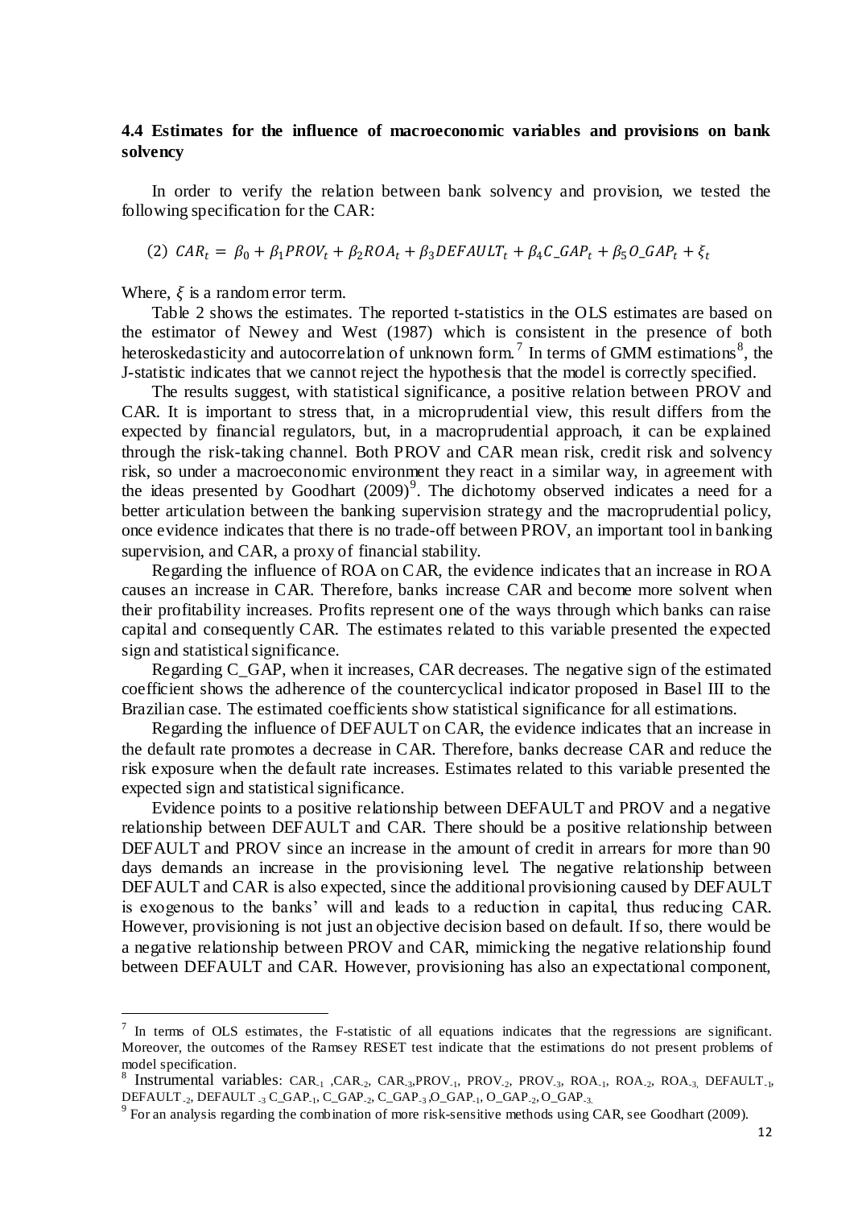### 4.4 Estimates for the influence of macroeconomic variables and provisions on bank solvency

In order to verify the relation between bank solvency and provision, we tested the following specification for the CAR:

$$(2)\ CAR_t = \beta_0 + \beta_1 PROV_t + \beta_2 ROA_t + \beta_3 DEFAULT_t + \beta_4 C\_GAP_t + \beta_5 O\_GAP_t + \xi_t$$

Where, $\xi$ is a random error term.

Table 2 shows the estimates. The reported t-statistics in the OLS estimates are based on the estimator of Newey and West (1987) which is consistent in the presence of both heteroskedasticity and autocorrelation of unknown form.[7] In terms of GMM estimations[8], the J-statistic indicates that we cannot reject the hypothesis that the model is correctly specified.

The results suggest, with statistical significance, a positive relation between PROV and CAR. It is important to stress that, in a microprudential view, this result differs from the expected by financial regulators, but, in a macroprudential approach, it can be explained through the risk-taking channel. Both PROV and CAR mean risk, credit risk and solvency risk, so under a macroeconomic environment they react in a similar way, in agreement with the ideas presented by Goodhart (2009)[9]. The dichotomy observed indicates a need for a better articulation between the banking supervision strategy and the macroprudential policy, once evidence indicates that there is no trade-off between PROV, an important tool in banking supervision, and CAR, a proxy of financial stability.

Regarding the influence of ROA on CAR, the evidence indicates that an increase in ROA causes an increase in CAR. Therefore, banks increase CAR and become more solvent when their profitability increases. Profits represent one of the ways through which banks can raise capital and consequently CAR. The estimates related to this variable presented the expected sign and statistical significance.

Regarding C_GAP, when it increases, CAR decreases. The negative sign of the estimated coefficient shows the adherence of the countercyclical indicator proposed in Basel III to the Brazilian case. The estimated coefficients show statistical significance for all estimations.

Regarding the influence of DEFAULT on CAR, the evidence indicates that an increase in the default rate promotes a decrease in CAR. Therefore, banks decrease CAR and reduce the risk exposure when the default rate increases. Estimates related to this variable presented the expected sign and statistical significance.

Evidence points to a positive relationship between DEFAULT and PROV and a negative relationship between DEFAULT and CAR. There should be a positive relationship between DEFAULT and PROV since an increase in the amount of credit in arrears for more than 90 days demands an increase in the provisioning level. The negative relationship between DEFAULT and CAR is also expected, since the additional provisioning caused by DEFAULT is exogenous to the banks' will and leads to a reduction in capital, thus reducing CAR. However, provisioning is not just an objective decision based on default. If so, there would be a negative relationship between PROV and CAR, mimicking the negative relationship found between DEFAULT and CAR. However, provisioning has also an expectational component,

---

[7] In terms of OLS estimates, the F-statistic of all equations indicates that the regressions are significant. Moreover, the outcomes of the Ramsey RESET test indicate that the estimations do not present problems of model specification.

[8] Instrumental variables: $CAR_{-1}$, $CAR_{-2}$, $CAR_{-3}$, $PROV_{-1}$, $PROV_{-2}$, $PROV_{-3}$, $ROA_{-1}$, $ROA_{-2}$, $ROA_{-3}$, $DEFAULT_{-1}$, $DEFAULT_{-2}$, $DEFAULT_{-3}$, $C\_GAP_{-1}$, $C\_GAP_{-2}$, $C\_GAP_{-3}$, $O\_GAP_{-1}$, $O\_GAP_{-2}$, $O\_GAP_{-3}$.

[9] For an analysis regarding the combination of more risk-sensitive methods using CAR, see Goodhart (2009).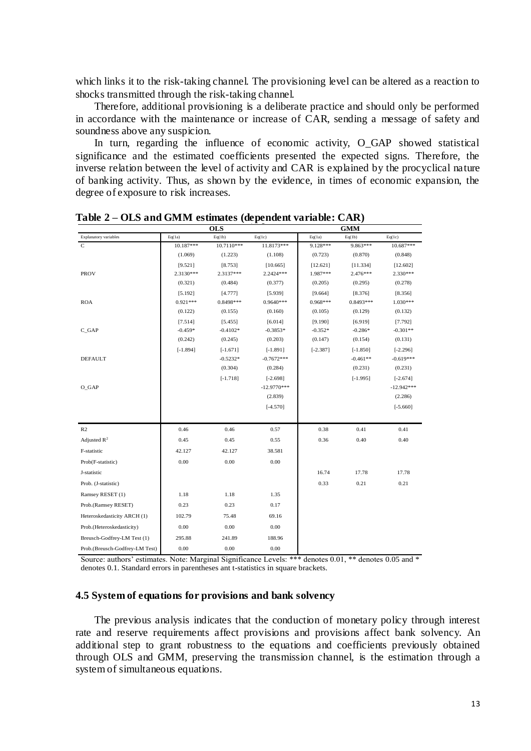which links it to the risk-taking channel. The provisioning level can be altered as a reaction to shocks transmitted through the risk-taking channel.

Therefore, additional provisioning is a deliberate practice and should only be performed in accordance with the maintenance or increase of CAR, sending a message of safety and soundness above any suspicion.

In turn, regarding the influence of economic activity, O_GAP showed statistical significance and the estimated coefficients presented the expected signs. Therefore, the inverse relation between the level of activity and CAR is explained by the procyclical nature of banking activity. Thus, as shown by the evidence, in times of economic expansion, the degree of exposure to risk increases.

**Table 2 – OLS and GMM estimates (dependent variable: CAR)**

| | OLS | | | GMM | | |
|---|---|---|---|---|---|---|
| Explanatory variables | Eq(1a) | Eq(1b) | Eq(1c) | Eq(1a) | Eq(1b) | Eq(1c) |
| C | 10.187*** | 10.7110*** | 11.8173*** | 9.128*** | 9.863*** | 10.687*** |
| | (1.069) | (1.223) | (1.108) | (0.723) | (0.870) | (0.848) |
| | [9.521] | [8.753] | [10.665] | [12.621] | [11.334] | [12.602] |
| PROV | 2.3130*** | 2.3137*** | 2.2424*** | 1.987*** | 2.476*** | 2.330*** |
| | (0.321) | (0.484) | (0.377) | (0.205) | (0.295) | (0.278) |
| | [5.192] | [4.777] | [5.939] | [9.664] | [8.376] | [8.356] |
| ROA | 0.921*** | 0.8498*** | 0.9640*** | 0.968*** | 0.8493*** | 1.030*** |
| | (0.122) | (0.155) | (0.160) | (0.105) | (0.129) | (0.132) |
| | [7.514] | [5.455] | [6.014] | [9.190] | [6.919] | [7.792] |
| C_GAP | -0.459* | -0.4102* | -0.3853* | -0.352* | -0.286* | -0.301** |
| | (0.242) | (0.245) | (0.203) | (0.147) | (0.154) | (0.131) |
| | [-1.894] | [-1.671] | [-1.891] | [-2.387] | [-1.850] | [-2.296] |
| DEFAULT | | -0.5232* | -0.7672*** | | -0.461** | -0.619*** |
| | | (0.304) | (0.284) | | (0.231) | (0.231) |
| | | [-1.718] | [-2.698] | | [-1.995] | [-2.674] |
| O_GAP | | | -12.9770*** | | | -12.942*** |
| | | | (2.839) | | | (2.286) |
| | | | [-4.570] | | | [-5.660] |
| R2 | 0.46 | 0.46 | 0.57 | 0.38 | 0.41 | 0.41 |
| Adjusted $R^2$ | 0.45 | 0.45 | 0.55 | 0.36 | 0.40 | 0.40 |
| F-statistic | 42.127 | 42.127 | 38.581 | | | |
| Prob(F-statistic) | 0.00 | 0.00 | 0.00 | | | |
| J-statistic | | | | 16.74 | 17.78 | 17.78 |
| Prob. (J-statistic) | | | | 0.33 | 0.21 | 0.21 |
| Ramsey RESET (1) | 1.18 | 1.18 | 1.35 | | | |
| Prob.(Ramsey RESET) | 0.23 | 0.23 | 0.17 | | | |
| Heteroskedasticity ARCH (1) | 102.79 | 75.48 | 69.16 | | | |
| Prob.(Heteroskedasticity) | 0.00 | 0.00 | 0.00 | | | |
| Breusch-Godfrey-LM Test (1) | 295.88 | 241.89 | 188.96 | | | |
| Prob.(Breusch-Godfrey-LM Test) | 0.00 | 0.00 | 0.00 | | | |

Source: authors' estimates. Note: Marginal Significance Levels: *** denotes 0.01, ** denotes 0.05 and * denotes 0.1. Standard errors in parentheses ant t-statistics in square brackets.

### 4.5 System of equations for provisions and bank solvency

The previous analysis indicates that the conduction of monetary policy through interest rate and reserve requirements affect provisions and provisions affect bank solvency. An additional step to grant robustness to the equations and coefficients previously obtained through OLS and GMM, preserving the transmission channel, is the estimation through a system of simultaneous equations.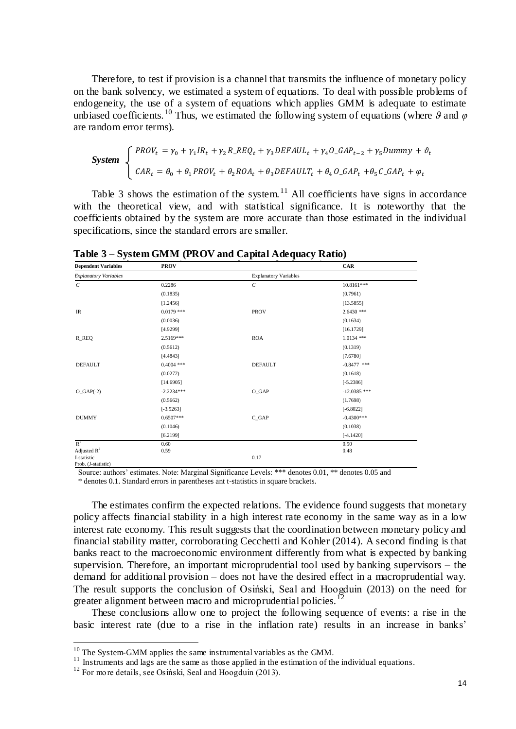Therefore, to test if provision is a channel that transmits the influence of monetary policy on the bank solvency, we estimated a system of equations. To deal with possible problems of endogeneity, the use of a system of equations which applies GMM is adequate to estimate unbiased coefficients.[10] Thus, we estimated the following system of equations (where $\vartheta$ and $\varphi$ are random error terms).

$$\textbf{System} \begin{cases} PROV_t = \gamma_0 + \gamma_1 IR_t + \gamma_2 R\_REQ_t + \gamma_3 DEFAUL_t + \gamma_4 O\_GAP_{t-2} + \gamma_5 Dummy + \vartheta_t \\ CAR_t = \theta_0 + \theta_1 PROV_t + \theta_2 ROA_t + \theta_3 DEFAULT_t + \theta_4 O\_GAP_t + \theta_5 C\_GAP_t + \varphi_t \end{cases}$$

Table 3 shows the estimation of the system.[11] All coefficients have signs in accordance with the theoretical view, and with statistical significance. It is noteworthy that the coefficients obtained by the system are more accurate than those estimated in the individual specifications, since the standard errors are smaller.

**Table 3 – System GMM (PROV and Capital Adequacy Ratio)**

| **Dependent Variables** | **PROV** | | **CAR** |
|---|---|---|---|
| *Explanatory Variables* | | Explanatory Variables | |
| *C* | 0.2286 | *C* | 10.8161*** |
| | (0.1835) | | (0.7961) |
| | [1.2456] | | [13.5855] |
| IR | 0.0179 *** | PROV | 2.6430 *** |
| | (0.0036) | | (0.1634) |
| | [4.9299] | | [16.1729] |
| R_REQ | 2.5169*** | ROA | 1.0134 *** |
| | (0.5612) | | (0.1319) |
| | [4.4843] | | [7.6780] |
| DEFAULT | 0.4004 *** | DEFAULT | -0.8477 *** |
| | (0.0272) | | (0.1618) |
| | [14.6905] | | [-5.2386] |
| O_GAP(-2) | -2.2234*** | O_GAP | -12.0385 *** |
| | (0.5662) | | (1.7698) |
| | [-3.9263] | | [-6.8022] |
| DUMMY | 0.6507*** | C_GAP | -0.4300*** |
| | (0.1046) | | (0.1038) |
| | [6.2199] | | [-4.1420] |
| $R^2$ | 0.60 | | 0.50 |
| Adjusted $R^2$ | 0.59 | | 0.48 |
| J-statistic | | 0.17 | |
| Prob. (J-statistic) | | | |

Source: authors' estimates. Note: Marginal Significance Levels: *** denotes 0.01, ** denotes 0.05 and * denotes 0.1. Standard errors in parentheses ant t-statistics in square brackets.

The estimates confirm the expected relations. The evidence found suggests that monetary policy affects financial stability in a high interest rate economy in the same way as in a low interest rate economy. This result suggests that the coordination between monetary policy and financial stability matter, corroborating Cecchetti and Kohler (2014). A second finding is that banks react to the macroeconomic environment differently from what is expected by banking supervision. Therefore, an important microprudential tool used by banking supervisors – the demand for additional provision – does not have the desired effect in a macroprudential way. The result supports the conclusion of Osiński, Seal and Hoogduin (2013) on the need for greater alignment between macro and microprudential policies.[12]

These conclusions allow one to project the following sequence of events: a rise in the basic interest rate (due to a rise in the inflation rate) results in an increase in banks'

---

[10] The System-GMM applies the same instrumental variables as the GMM.

[11] Instruments and lags are the same as those applied in the estimation of the individual equations.

[12] For more details, see Osiński, Seal and Hoogduin (2013).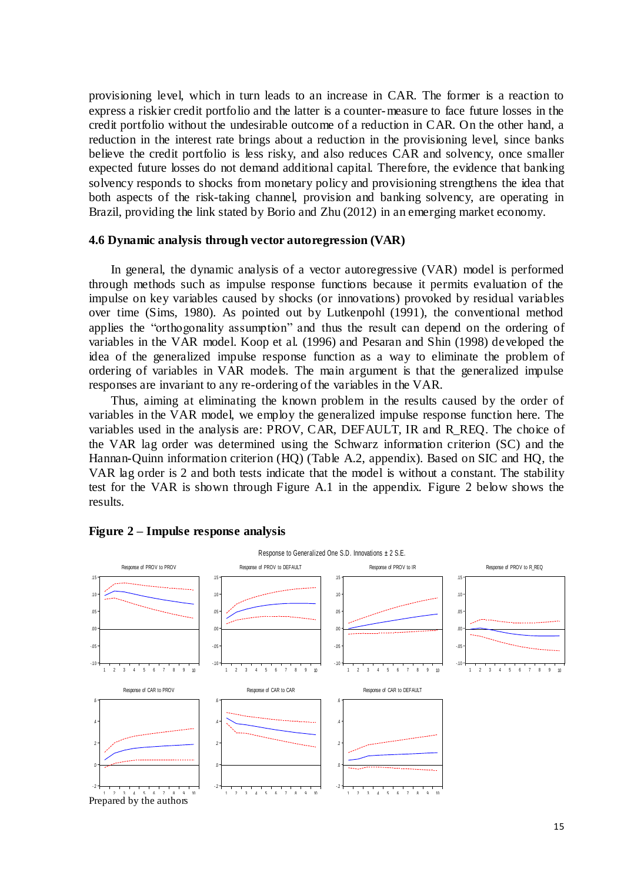provisioning level, which in turn leads to an increase in CAR. The former is a reaction to express a riskier credit portfolio and the latter is a counter-measure to face future losses in the credit portfolio without the undesirable outcome of a reduction in CAR. On the other hand, a reduction in the interest rate brings about a reduction in the provisioning level, since banks believe the credit portfolio is less risky, and also reduces CAR and solvency, once smaller expected future losses do not demand additional capital. Therefore, the evidence that banking solvency responds to shocks from monetary policy and provisioning strengthens the idea that both aspects of the risk-taking channel, provision and banking solvency, are operating in Brazil, providing the link stated by Borio and Zhu (2012) in an emerging market economy.

### 4.6 Dynamic analysis through vector autoregression (VAR)

In general, the dynamic analysis of a vector autoregressive (VAR) model is performed through methods such as impulse response functions because it permits evaluation of the impulse on key variables caused by shocks (or innovations) provoked by residual variables over time (Sims, 1980). As pointed out by Lutkenpohl (1991), the conventional method applies the "orthogonality assumption" and thus the result can depend on the ordering of variables in the VAR model. Koop et al. (1996) and Pesaran and Shin (1998) developed the idea of the generalized impulse response function as a way to eliminate the problem of ordering of variables in VAR models. The main argument is that the generalized impulse responses are invariant to any re-ordering of the variables in the VAR.

Thus, aiming at eliminating the known problem in the results caused by the order of variables in the VAR model, we employ the generalized impulse response function here. The variables used in the analysis are: PROV, CAR, DEFAULT, IR and R_REQ. The choice of the VAR lag order was determined using the Schwarz information criterion (SC) and the Hannan-Quinn information criterion (HQ) (Table A.2, appendix). Based on SIC and HQ, the VAR lag order is 2 and both tests indicate that the model is without a constant. The stability test for the VAR is shown through Figure A.1 in the appendix. Figure 2 below shows the results.

**Figure 2 – Impulse response analysis**

Response to Generalized One S.D. Innovations ± 2 S.E.

Response of PROV to PROV | Response of PROV to DEFAULT | Response of PROV to IR | Response of PROV to R_REQ

Response of CAR to PROV | Response of CAR to CAR | Response of CAR to DEFAULT

Prepared by the authors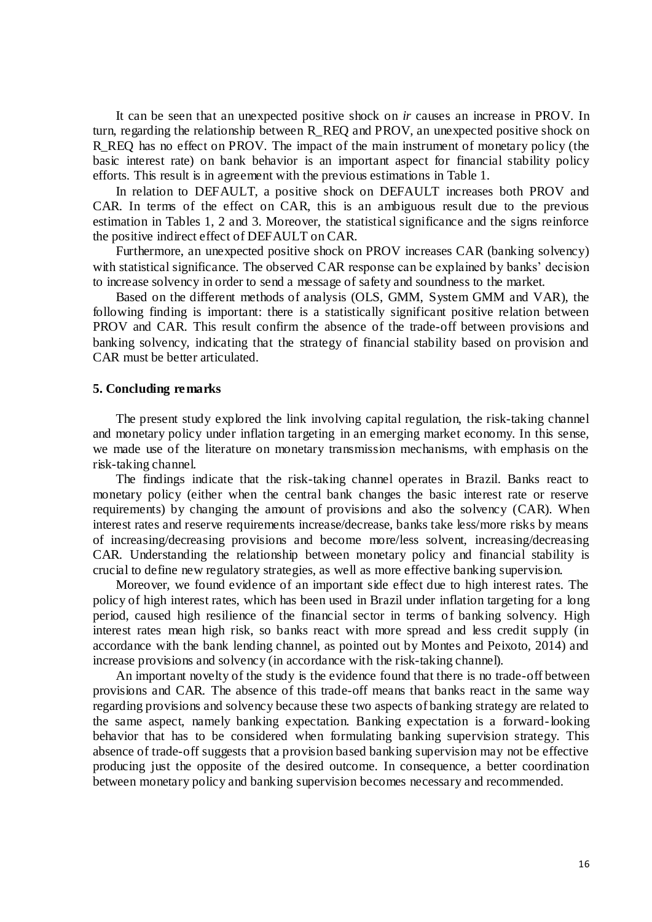It can be seen that an unexpected positive shock on *ir* causes an increase in PROV. In turn, regarding the relationship between R_REQ and PROV, an unexpected positive shock on R_REQ has no effect on PROV. The impact of the main instrument of monetary policy (the basic interest rate) on bank behavior is an important aspect for financial stability policy efforts. This result is in agreement with the previous estimations in Table 1.

In relation to DEFAULT, a positive shock on DEFAULT increases both PROV and CAR. In terms of the effect on CAR, this is an ambiguous result due to the previous estimation in Tables 1, 2 and 3. Moreover, the statistical significance and the signs reinforce the positive indirect effect of DEFAULT on CAR.

Furthermore, an unexpected positive shock on PROV increases CAR (banking solvency) with statistical significance. The observed CAR response can be explained by banks' decision to increase solvency in order to send a message of safety and soundness to the market.

Based on the different methods of analysis (OLS, GMM, System GMM and VAR), the following finding is important: there is a statistically significant positive relation between PROV and CAR. This result confirm the absence of the trade-off between provisions and banking solvency, indicating that the strategy of financial stability based on provision and CAR must be better articulated.

## 5. Concluding remarks

The present study explored the link involving capital regulation, the risk-taking channel and monetary policy under inflation targeting in an emerging market economy. In this sense, we made use of the literature on monetary transmission mechanisms, with emphasis on the risk-taking channel.

The findings indicate that the risk-taking channel operates in Brazil. Banks react to monetary policy (either when the central bank changes the basic interest rate or reserve requirements) by changing the amount of provisions and also the solvency (CAR). When interest rates and reserve requirements increase/decrease, banks take less/more risks by means of increasing/decreasing provisions and become more/less solvent, increasing/decreasing CAR. Understanding the relationship between monetary policy and financial stability is crucial to define new regulatory strategies, as well as more effective banking supervision.

Moreover, we found evidence of an important side effect due to high interest rates. The policy of high interest rates, which has been used in Brazil under inflation targeting for a long period, caused high resilience of the financial sector in terms of banking solvency. High interest rates mean high risk, so banks react with more spread and less credit supply (in accordance with the bank lending channel, as pointed out by Montes and Peixoto, 2014) and increase provisions and solvency (in accordance with the risk-taking channel).

An important novelty of the study is the evidence found that there is no trade-off between provisions and CAR. The absence of this trade-off means that banks react in the same way regarding provisions and solvency because these two aspects of banking strategy are related to the same aspect, namely banking expectation. Banking expectation is a forward-looking behavior that has to be considered when formulating banking supervision strategy. This absence of trade-off suggests that a provision based banking supervision may not be effective producing just the opposite of the desired outcome. In consequence, a better coordination between monetary policy and banking supervision becomes necessary and recommended.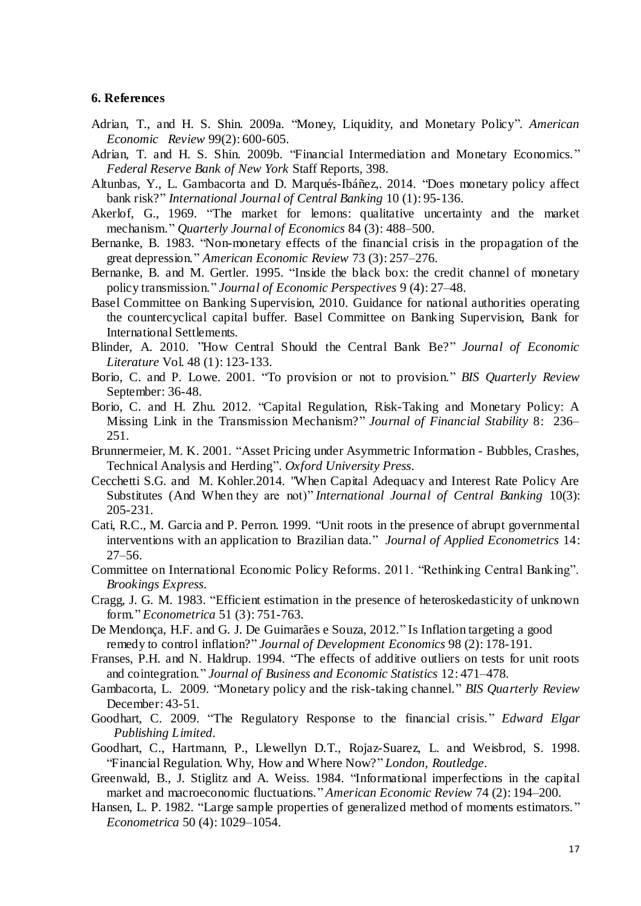## 6. References

Adrian, T., and H. S. Shin. 2009a. "Money, Liquidity, and Monetary Policy". *American Economic Review* 99(2): 600-605.

Adrian, T. and H. S. Shin. 2009b. "Financial Intermediation and Monetary Economics." *Federal Reserve Bank of New York* Staff Reports, 398.

Altunbas, Y., L. Gambacorta and D. Marqués-Ibáñez,. 2014. "Does monetary policy affect bank risk?" *International Journal of Central Banking* 10 (1): 95-136.

Akerlof, G., 1969. "The market for lemons: qualitative uncertainty and the market mechanism." *Quarterly Journal of Economics* 84 (3): 488–500.

Bernanke, B. 1983. "Non-monetary effects of the financial crisis in the propagation of the great depression." *American Economic Review* 73 (3): 257–276.

Bernanke, B. and M. Gertler. 1995. "Inside the black box: the credit channel of monetary policy transmission." *Journal of Economic Perspectives* 9 (4): 27–48.

Basel Committee on Banking Supervision, 2010. Guidance for national authorities operating the countercyclical capital buffer. Basel Committee on Banking Supervision, Bank for International Settlements.

Blinder, A. 2010. "How Central Should the Central Bank Be?" *Journal of Economic Literature* Vol. 48 (1): 123-133.

Borio, C. and P. Lowe. 2001. "To provision or not to provision." *BIS Quarterly Review* September: 36-48.

Borio, C. and H. Zhu. 2012. "Capital Regulation, Risk-Taking and Monetary Policy: A Missing Link in the Transmission Mechanism?" *Journal of Financial Stability* 8: 236–251.

Brunnermeier, M. K. 2001. "Asset Pricing under Asymmetric Information - Bubbles, Crashes, Technical Analysis and Herding". *Oxford University Press*.

Cecchetti S.G. and M. Kohler.2014. "When Capital Adequacy and Interest Rate Policy Are Substitutes (And When they are not)" *International Journal of Central Banking* 10(3): 205-231.

Cati, R.C., M. Garcia and P. Perron. 1999. "Unit roots in the presence of abrupt governmental interventions with an application to Brazilian data." *Journal of Applied Econometrics* 14: 27–56.

Committee on International Economic Policy Reforms. 2011. "Rethinking Central Banking". *Brookings Express*.

Cragg, J. G. M. 1983. "Efficient estimation in the presence of heteroskedasticity of unknown form." *Econometrica* 51 (3): 751-763.

De Mendonça, H.F. and G. J. De Guimarães e Souza, 2012." Is Inflation targeting a good remedy to control inflation?" *Journal of Development Economics* 98 (2): 178-191.

Franses, P.H. and N. Haldrup. 1994. "The effects of additive outliers on tests for unit roots and cointegration." *Journal of Business and Economic Statistics* 12: 471–478.

Gambacorta, L. 2009. "Monetary policy and the risk-taking channel." *BIS Quarterly Review* December: 43-51.

Goodhart, C. 2009. "The Regulatory Response to the financial crisis." *Edward Elgar Publishing Limited*.

Goodhart, C., Hartmann, P., Llewellyn D.T., Rojaz-Suarez, L. and Weisbrod, S. 1998. "Financial Regulation. Why, How and Where Now?" *London, Routledge*.

Greenwald, B., J. Stiglitz and A. Weiss. 1984. "Informational imperfections in the capital market and macroeconomic fluctuations." *American Economic Review* 74 (2): 194–200.

Hansen, L. P. 1982. "Large sample properties of generalized method of moments estimators." *Econometrica* 50 (4): 1029–1054.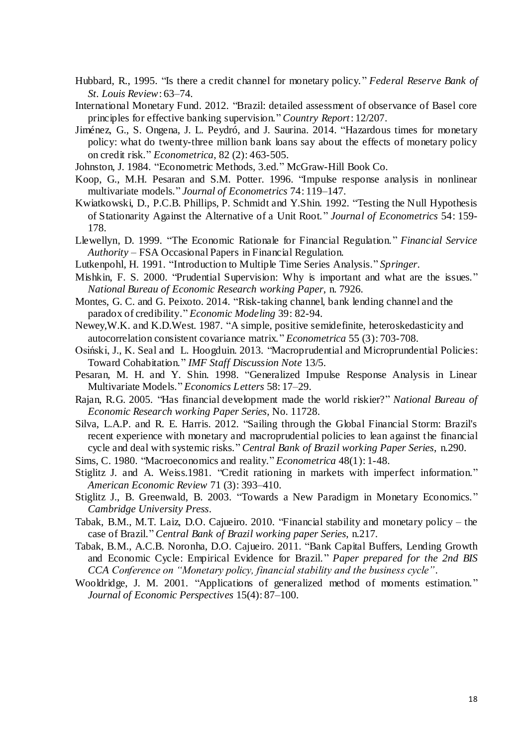Hubbard, R., 1995. "Is there a credit channel for monetary policy." *Federal Reserve Bank of St. Louis Review*: 63–74.

International Monetary Fund. 2012. "Brazil: detailed assessment of observance of Basel core principles for effective banking supervision." *Country Report*: 12/207.

Jiménez, G., S. Ongena, J. L. Peydró, and J. Saurina. 2014. "Hazardous times for monetary policy: what do twenty-three million bank loans say about the effects of monetary policy on credit risk." *Econometrica*, 82 (2): 463-505.

Johnston, J. 1984. "Econometric Methods, 3.ed." McGraw-Hill Book Co.

Koop, G., M.H. Pesaran and S.M. Potter. 1996. "Impulse response analysis in nonlinear multivariate models." *Journal of Econometrics* 74: 119–147.

Kwiatkowski, D., P.C.B. Phillips, P. Schmidt and Y.Shin. 1992. "Testing the Null Hypothesis of Stationarity Against the Alternative of a Unit Root." *Journal of Econometrics* 54: 159-178.

Llewellyn, D. 1999. "The Economic Rationale for Financial Regulation." *Financial Service Authority* – FSA Occasional Papers in Financial Regulation.

Lutkenpohl, H. 1991. "Introduction to Multiple Time Series Analysis." *Springer*.

Mishkin, F. S. 2000. "Prudential Supervision: Why is important and what are the issues." *National Bureau of Economic Research working Paper*, n. 7926.

Montes, G. C. and G. Peixoto. 2014. "Risk-taking channel, bank lending channel and the paradox of credibility." *Economic Modeling* 39: 82-94.

Newey,W.K. and K.D.West. 1987. "A simple, positive semidefinite, heteroskedasticity and autocorrelation consistent covariance matrix." *Econometrica* 55 (3): 703-708.

Osiński, J., K. Seal and L. Hoogduin. 2013. "Macroprudential and Microprundential Policies: Toward Cohabitation." *IMF Staff Discussion Note* 13/5.

Pesaran, M. H. and Y. Shin. 1998. "Generalized Impulse Response Analysis in Linear Multivariate Models." *Economics Letters* 58: 17–29.

Rajan, R.G. 2005. "Has financial development made the world riskier?" *National Bureau of Economic Research working Paper Series*, No. 11728.

Silva, L.A.P. and R. E. Harris. 2012. "Sailing through the Global Financial Storm: Brazil's recent experience with monetary and macroprudential policies to lean against the financial cycle and deal with systemic risks." *Central Bank of Brazil working Paper Series*, n.290.

Sims, C. 1980. "Macroeconomics and reality." *Econometrica* 48(1): 1-48.

Stiglitz J. and A. Weiss.1981. "Credit rationing in markets with imperfect information." *American Economic Review* 71 (3): 393–410.

Stiglitz J., B. Greenwald, B. 2003. "Towards a New Paradigm in Monetary Economics." *Cambridge University Press*.

Tabak, B.M., M.T. Laiz, D.O. Cajueiro. 2010. "Financial stability and monetary policy – the case of Brazil." *Central Bank of Brazil working paper Series*, n.217.

Tabak, B.M., A.C.B. Noronha, D.O. Cajueiro. 2011. "Bank Capital Buffers, Lending Growth and Economic Cycle: Empirical Evidence for Brazil." *Paper prepared for the 2nd BIS CCA Conference on "Monetary policy, financial stability and the business cycle"*.

Wooldridge, J. M. 2001. "Applications of generalized method of moments estimation." *Journal of Economic Perspectives* 15(4): 87–100.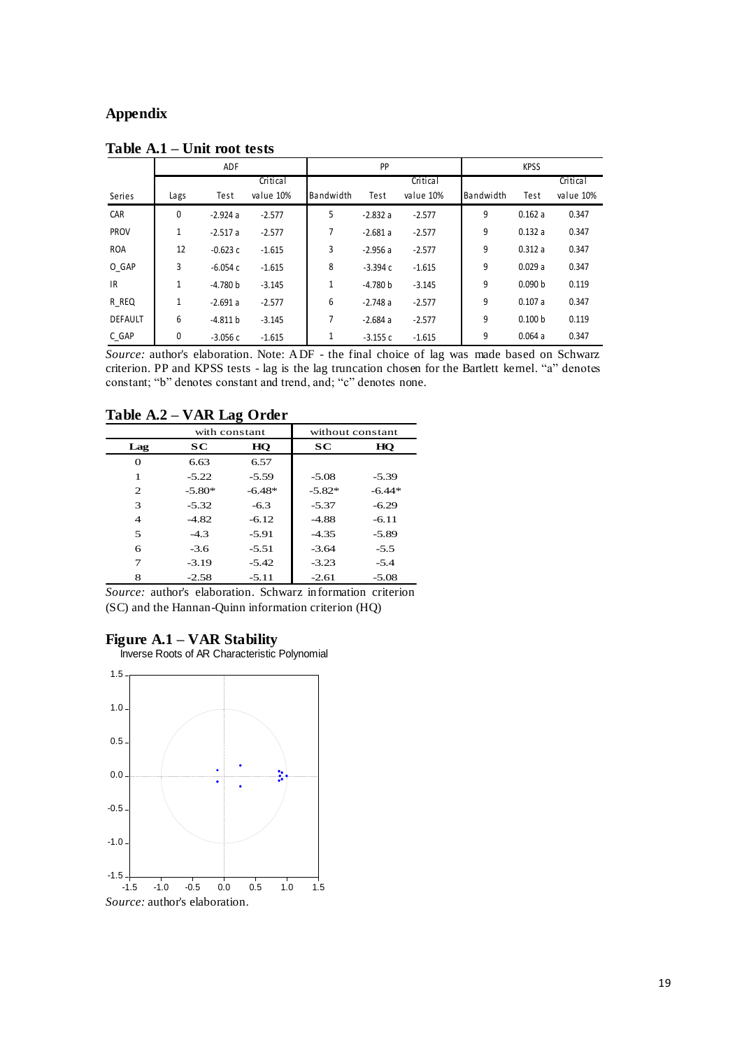## Appendix

**Table A.1 – Unit root tests**

| | ADF | | | PP | | | KPSS | | |
|---|---|---|---|---|---|---|---|---|---|
| Series | Lags | Test | Critical value 10% | Bandwidth | Test | Critical value 10% | Bandwidth | Test | Critical value 10% |
| CAR | 0 | -2.924 a | -2.577 | 5 | -2.832 a | -2.577 | 9 | 0.162 a | 0.347 |
| PROV | 1 | -2.517 a | -2.577 | 7 | -2.681 a | -2.577 | 9 | 0.132 a | 0.347 |
| ROA | 12 | -0.623 c | -1.615 | 3 | -2.956 a | -2.577 | 9 | 0.312 a | 0.347 |
| O_GAP | 3 | -6.054 c | -1.615 | 8 | -3.394 c | -1.615 | 9 | 0.029 a | 0.347 |
| IR | 1 | -4.780 b | -3.145 | 1 | -4.780 b | -3.145 | 9 | 0.090 b | 0.119 |
| R_REQ | 1 | -2.691 a | -2.577 | 6 | -2.748 a | -2.577 | 9 | 0.107 a | 0.347 |
| DEFAULT | 6 | -4.811 b | -3.145 | 7 | -2.684 a | -2.577 | 9 | 0.100 b | 0.119 |
| C_GAP | 0 | -3.056 c | -1.615 | 1 | -3.155 c | -1.615 | 9 | 0.064 a | 0.347 |

*Source:* author's elaboration. Note: ADF - the final choice of lag was made based on Schwarz criterion. PP and KPSS tests - lag is the lag truncation chosen for the Bartlett kernel. "a" denotes constant; "b" denotes constant and trend, and; "c" denotes none.

**Table A.2 – VAR Lag Order**

| | with constant | | without constant | |
|---|---|---|---|---|
| **Lag** | **SC** | **HQ** | **SC** | **HQ** |
| 0 | 6.63 | 6.57 | | |
| 1 | -5.22 | -5.59 | -5.08 | -5.39 |
| 2 | -5.80* | -6.48* | -5.82* | -6.44* |
| 3 | -5.32 | -6.3 | -5.37 | -6.29 |
| 4 | -4.82 | -6.12 | -4.88 | -6.11 |
| 5 | -4.3 | -5.91 | -4.35 | -5.89 |
| 6 | -3.6 | -5.51 | -3.64 | -5.5 |
| 7 | -3.19 | -5.42 | -3.23 | -5.4 |
| 8 | -2.58 | -5.11 | -2.61 | -5.08 |

*Source:* author's elaboration. Schwarz information criterion (SC) and the Hannan-Quinn information criterion (HQ)

**Figure A.1 – VAR Stability**

Inverse Roots of AR Characteristic Polynomial

1.5
1.0
0.5
0.0
-0.5
-1.0
-1.5
-1.5 -1.0 -0.5 0.0 0.5 1.0 1.5

*Source:* author's elaboration.